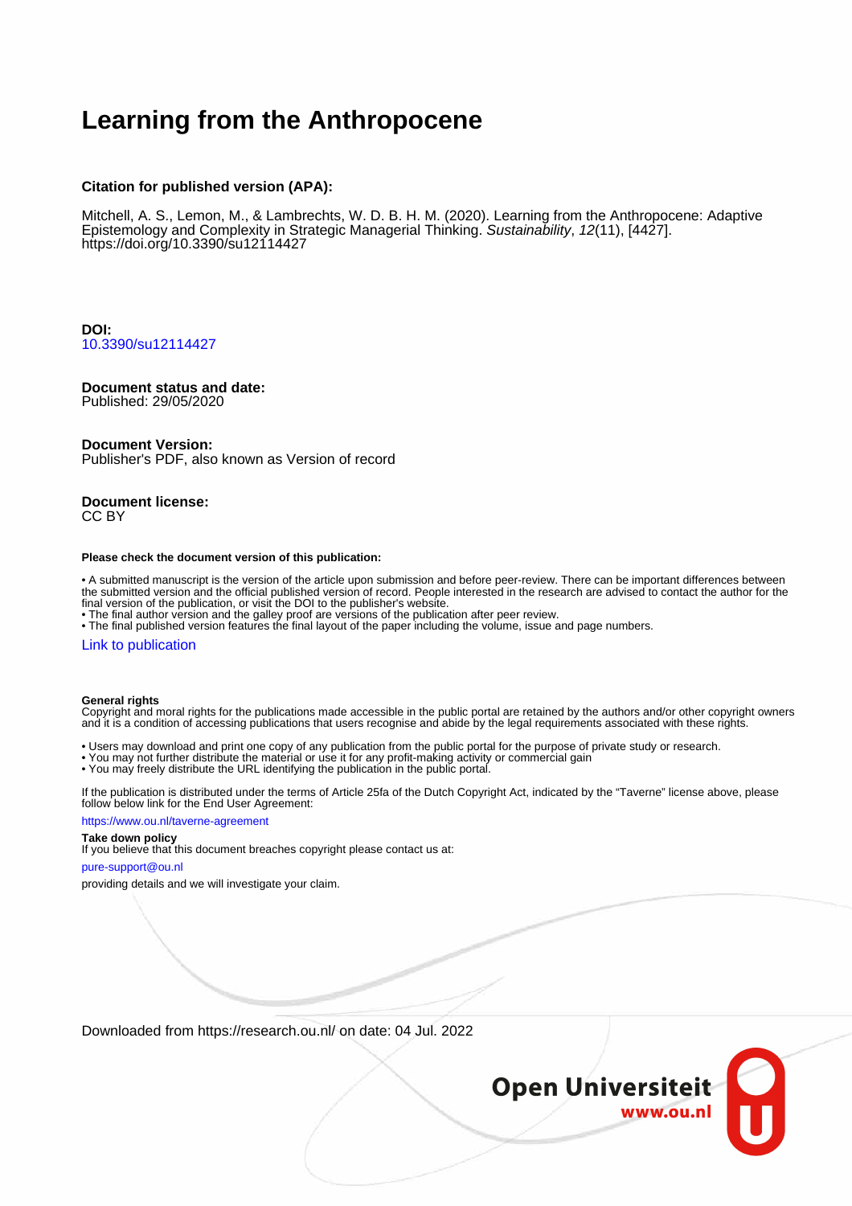# Learning from the Anthropocene

### Citation for published version (APA):

Mitchell, A. S., Lemon, M., & Lambrechts, W. D. B. H. M. (2020). Learning from the Anthropocene: Adaptive Epistemology and Complexity in Strategic Managerial Thinking. *Sustainability*, *12*(11), [4427]. https://doi.org/10.3390/su12114427

**DOI:**
10.3390/su12114427

**Document status and date:**
Published: 29/05/2020

**Document Version:**
Publisher's PDF, also known as Version of record

**Document license:**
CC BY

**Please check the document version of this publication:**

• A submitted manuscript is the version of the article upon submission and before peer-review. There can be important differences between the submitted version and the official published version of record. People interested in the research are advised to contact the author for the final version of the publication, or visit the DOI to the publisher's website.
• The final author version and the galley proof are versions of the publication after peer review.
• The final published version features the final layout of the paper including the volume, issue and page numbers.

Link to publication

**General rights**
Copyright and moral rights for the publications made accessible in the public portal are retained by the authors and/or other copyright owners and it is a condition of accessing publications that users recognise and abide by the legal requirements associated with these rights.

• Users may download and print one copy of any publication from the public portal for the purpose of private study or research.
• You may not further distribute the material or use it for any profit-making activity or commercial gain
• You may freely distribute the URL identifying the publication in the public portal.

If the publication is distributed under the terms of Article 25fa of the Dutch Copyright Act, indicated by the "Taverne" license above, please follow below link for the End User Agreement:

https://www.ou.nl/taverne-agreement

**Take down policy**
If you believe that this document breaches copyright please contact us at:

pure-support@ou.nl

providing details and we will investigate your claim.

Downloaded from https://research.ou.nl/ on date: 04 Jul. 2022

Open Universiteit
www.ou.nl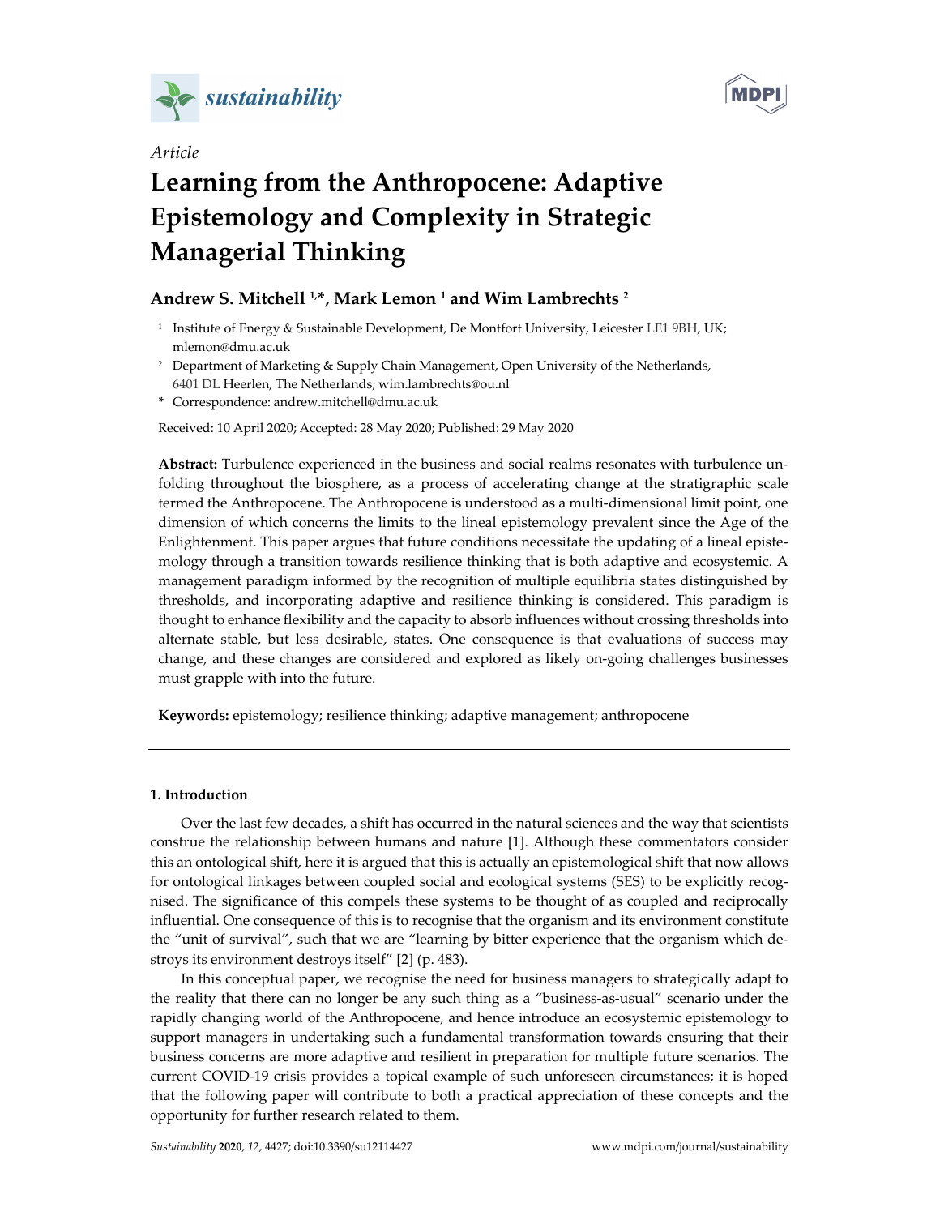Article

# Learning from the Anthropocene: Adaptive Epistemology and Complexity in Strategic Managerial Thinking

**Andrew S. Mitchell [1,*], Mark Lemon [1] and Wim Lambrechts [2]**

[1] Institute of Energy & Sustainable Development, De Montfort University, Leicester LE1 9BH, UK; mlemon@dmu.ac.uk

[2] Department of Marketing & Supply Chain Management, Open University of the Netherlands, 6401 DL Heerlen, The Netherlands; wim.lambrechts@ou.nl

\* Correspondence: andrew.mitchell@dmu.ac.uk

Received: 10 April 2020; Accepted: 28 May 2020; Published: 29 May 2020

**Abstract:** Turbulence experienced in the business and social realms resonates with turbulence unfolding throughout the biosphere, as a process of accelerating change at the stratigraphic scale termed the Anthropocene. The Anthropocene is understood as a multi-dimensional limit point, one dimension of which concerns the limits to the lineal epistemology prevalent since the Age of the Enlightenment. This paper argues that future conditions necessitate the updating of a lineal epistemology through a transition towards resilience thinking that is both adaptive and ecosystemic. A management paradigm informed by the recognition of multiple equilibria states distinguished by thresholds, and incorporating adaptive and resilience thinking is considered. This paradigm is thought to enhance flexibility and the capacity to absorb influences without crossing thresholds into alternate stable, but less desirable, states. One consequence is that evaluations of success may change, and these changes are considered and explored as likely on-going challenges businesses must grapple with into the future.

**Keywords:** epistemology; resilience thinking; adaptive management; anthropocene

## 1. Introduction

Over the last few decades, a shift has occurred in the natural sciences and the way that scientists construe the relationship between humans and nature [1]. Although these commentators consider this an ontological shift, here it is argued that this is actually an epistemological shift that now allows for ontological linkages between coupled social and ecological systems (SES) to be explicitly recognised. The significance of this compels these systems to be thought of as coupled and reciprocally influential. One consequence of this is to recognise that the organism and its environment constitute the "unit of survival", such that we are "learning by bitter experience that the organism which destroys its environment destroys itself" [2] (p. 483).

In this conceptual paper, we recognise the need for business managers to strategically adapt to the reality that there can no longer be any such thing as a "business-as-usual" scenario under the rapidly changing world of the Anthropocene, and hence introduce an ecosystemic epistemology to support managers in undertaking such a fundamental transformation towards ensuring that their business concerns are more adaptive and resilient in preparation for multiple future scenarios. The current COVID-19 crisis provides a topical example of such unforeseen circumstances; it is hoped that the following paper will contribute to both a practical appreciation of these concepts and the opportunity for further research related to them.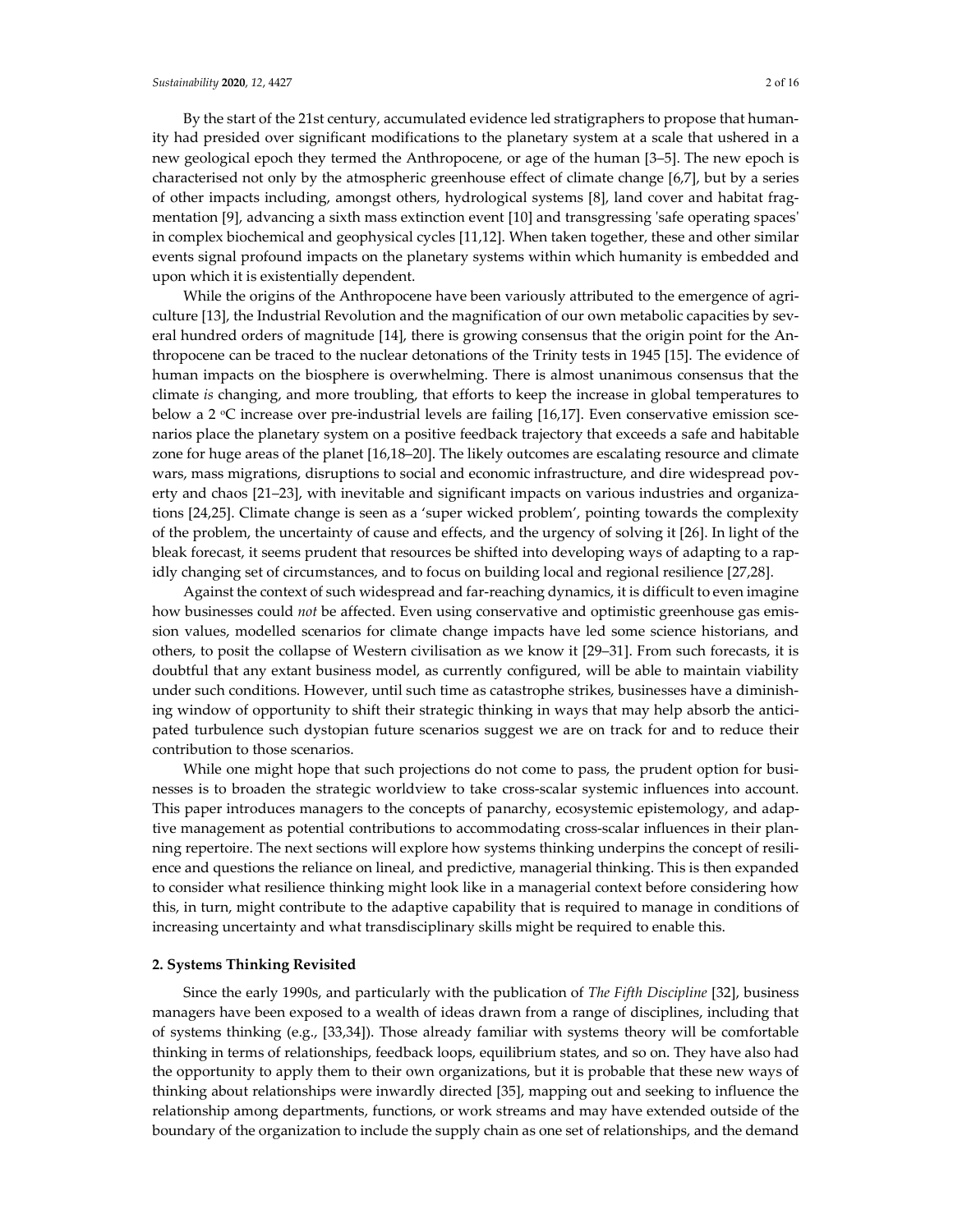By the start of the 21st century, accumulated evidence led stratigraphers to propose that humanity had presided over significant modifications to the planetary system at a scale that ushered in a new geological epoch they termed the Anthropocene, or age of the human [3–5]. The new epoch is characterised not only by the atmospheric greenhouse effect of climate change [6,7], but by a series of other impacts including, amongst others, hydrological systems [8], land cover and habitat fragmentation [9], advancing a sixth mass extinction event [10] and transgressing 'safe operating spaces' in complex biochemical and geophysical cycles [11,12]. When taken together, these and other similar events signal profound impacts on the planetary systems within which humanity is embedded and upon which it is existentially dependent.

While the origins of the Anthropocene have been variously attributed to the emergence of agriculture [13], the Industrial Revolution and the magnification of our own metabolic capacities by several hundred orders of magnitude [14], there is growing consensus that the origin point for the Anthropocene can be traced to the nuclear detonations of the Trinity tests in 1945 [15]. The evidence of human impacts on the biosphere is overwhelming. There is almost unanimous consensus that the climate *is* changing, and more troubling, that efforts to keep the increase in global temperatures to below a 2 °C increase over pre-industrial levels are failing [16,17]. Even conservative emission scenarios place the planetary system on a positive feedback trajectory that exceeds a safe and habitable zone for huge areas of the planet [16,18–20]. The likely outcomes are escalating resource and climate wars, mass migrations, disruptions to social and economic infrastructure, and dire widespread poverty and chaos [21–23], with inevitable and significant impacts on various industries and organizations [24,25]. Climate change is seen as a 'super wicked problem', pointing towards the complexity of the problem, the uncertainty of cause and effects, and the urgency of solving it [26]. In light of the bleak forecast, it seems prudent that resources be shifted into developing ways of adapting to a rapidly changing set of circumstances, and to focus on building local and regional resilience [27,28].

Against the context of such widespread and far-reaching dynamics, it is difficult to even imagine how businesses could *not* be affected. Even using conservative and optimistic greenhouse gas emission values, modelled scenarios for climate change impacts have led some science historians, and others, to posit the collapse of Western civilisation as we know it [29–31]. From such forecasts, it is doubtful that any extant business model, as currently configured, will be able to maintain viability under such conditions. However, until such time as catastrophe strikes, businesses have a diminishing window of opportunity to shift their strategic thinking in ways that may help absorb the anticipated turbulence such dystopian future scenarios suggest we are on track for and to reduce their contribution to those scenarios.

While one might hope that such projections do not come to pass, the prudent option for businesses is to broaden the strategic worldview to take cross-scalar systemic influences into account. This paper introduces managers to the concepts of panarchy, ecosystemic epistemology, and adaptive management as potential contributions to accommodating cross-scalar influences in their planning repertoire. The next sections will explore how systems thinking underpins the concept of resilience and questions the reliance on lineal, and predictive, managerial thinking. This is then expanded to consider what resilience thinking might look like in a managerial context before considering how this, in turn, might contribute to the adaptive capability that is required to manage in conditions of increasing uncertainty and what transdisciplinary skills might be required to enable this.

## 2. Systems Thinking Revisited

Since the early 1990s, and particularly with the publication of *The Fifth Discipline* [32], business managers have been exposed to a wealth of ideas drawn from a range of disciplines, including that of systems thinking (e.g., [33,34]). Those already familiar with systems theory will be comfortable thinking in terms of relationships, feedback loops, equilibrium states, and so on. They have also had the opportunity to apply them to their own organizations, but it is probable that these new ways of thinking about relationships were inwardly directed [35], mapping out and seeking to influence the relationship among departments, functions, or work streams and may have extended outside of the boundary of the organization to include the supply chain as one set of relationships, and the demand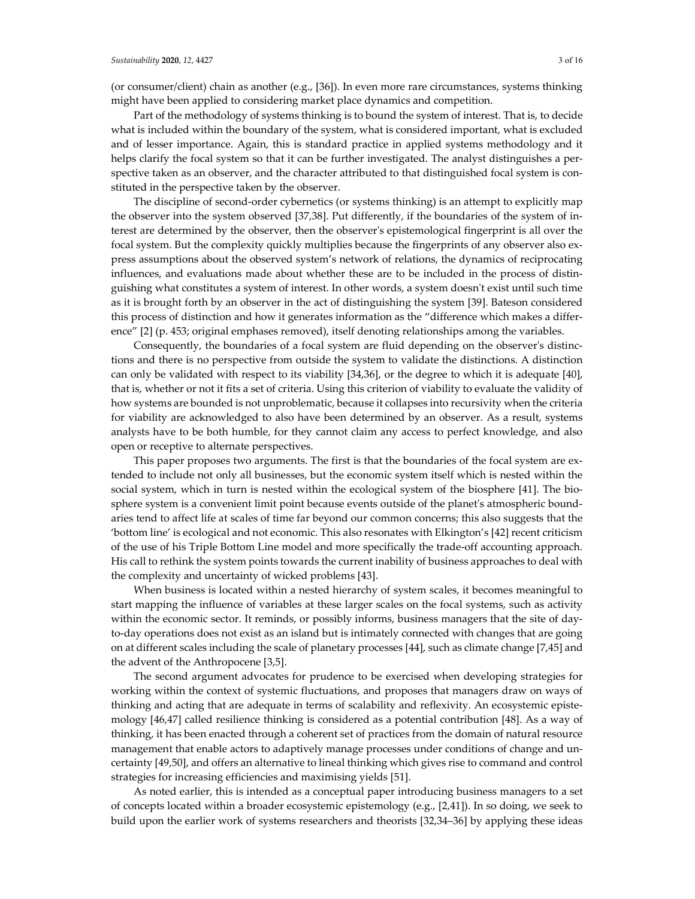(or consumer/client) chain as another (e.g., [36]). In even more rare circumstances, systems thinking might have been applied to considering market place dynamics and competition.

Part of the methodology of systems thinking is to bound the system of interest. That is, to decide what is included within the boundary of the system, what is considered important, what is excluded and of lesser importance. Again, this is standard practice in applied systems methodology and it helps clarify the focal system so that it can be further investigated. The analyst distinguishes a perspective taken as an observer, and the character attributed to that distinguished focal system is constituted in the perspective taken by the observer.

The discipline of second-order cybernetics (or systems thinking) is an attempt to explicitly map the observer into the system observed [37,38]. Put differently, if the boundaries of the system of interest are determined by the observer, then the observer's epistemological fingerprint is all over the focal system. But the complexity quickly multiplies because the fingerprints of any observer also express assumptions about the observed system's network of relations, the dynamics of reciprocating influences, and evaluations made about whether these are to be included in the process of distinguishing what constitutes a system of interest. In other words, a system doesn't exist until such time as it is brought forth by an observer in the act of distinguishing the system [39]. Bateson considered this process of distinction and how it generates information as the "difference which makes a difference" [2] (p. 453; original emphases removed), itself denoting relationships among the variables.

Consequently, the boundaries of a focal system are fluid depending on the observer's distinctions and there is no perspective from outside the system to validate the distinctions. A distinction can only be validated with respect to its viability [34,36], or the degree to which it is adequate [40], that is, whether or not it fits a set of criteria. Using this criterion of viability to evaluate the validity of how systems are bounded is not unproblematic, because it collapses into recursivity when the criteria for viability are acknowledged to also have been determined by an observer. As a result, systems analysts have to be both humble, for they cannot claim any access to perfect knowledge, and also open or receptive to alternate perspectives.

This paper proposes two arguments. The first is that the boundaries of the focal system are extended to include not only all businesses, but the economic system itself which is nested within the social system, which in turn is nested within the ecological system of the biosphere [41]. The biosphere system is a convenient limit point because events outside of the planet's atmospheric boundaries tend to affect life at scales of time far beyond our common concerns; this also suggests that the 'bottom line' is ecological and not economic. This also resonates with Elkington's [42] recent criticism of the use of his Triple Bottom Line model and more specifically the trade-off accounting approach. His call to rethink the system points towards the current inability of business approaches to deal with the complexity and uncertainty of wicked problems [43].

When business is located within a nested hierarchy of system scales, it becomes meaningful to start mapping the influence of variables at these larger scales on the focal systems, such as activity within the economic sector. It reminds, or possibly informs, business managers that the site of day-to-day operations does not exist as an island but is intimately connected with changes that are going on at different scales including the scale of planetary processes [44], such as climate change [7,45] and the advent of the Anthropocene [3,5].

The second argument advocates for prudence to be exercised when developing strategies for working within the context of systemic fluctuations, and proposes that managers draw on ways of thinking and acting that are adequate in terms of scalability and reflexivity. An ecosystemic epistemology [46,47] called resilience thinking is considered as a potential contribution [48]. As a way of thinking, it has been enacted through a coherent set of practices from the domain of natural resource management that enable actors to adaptively manage processes under conditions of change and uncertainty [49,50], and offers an alternative to lineal thinking which gives rise to command and control strategies for increasing efficiencies and maximising yields [51].

As noted earlier, this is intended as a conceptual paper introducing business managers to a set of concepts located within a broader ecosystemic epistemology (e.g., [2,41]). In so doing, we seek to build upon the earlier work of systems researchers and theorists [32,34–36] by applying these ideas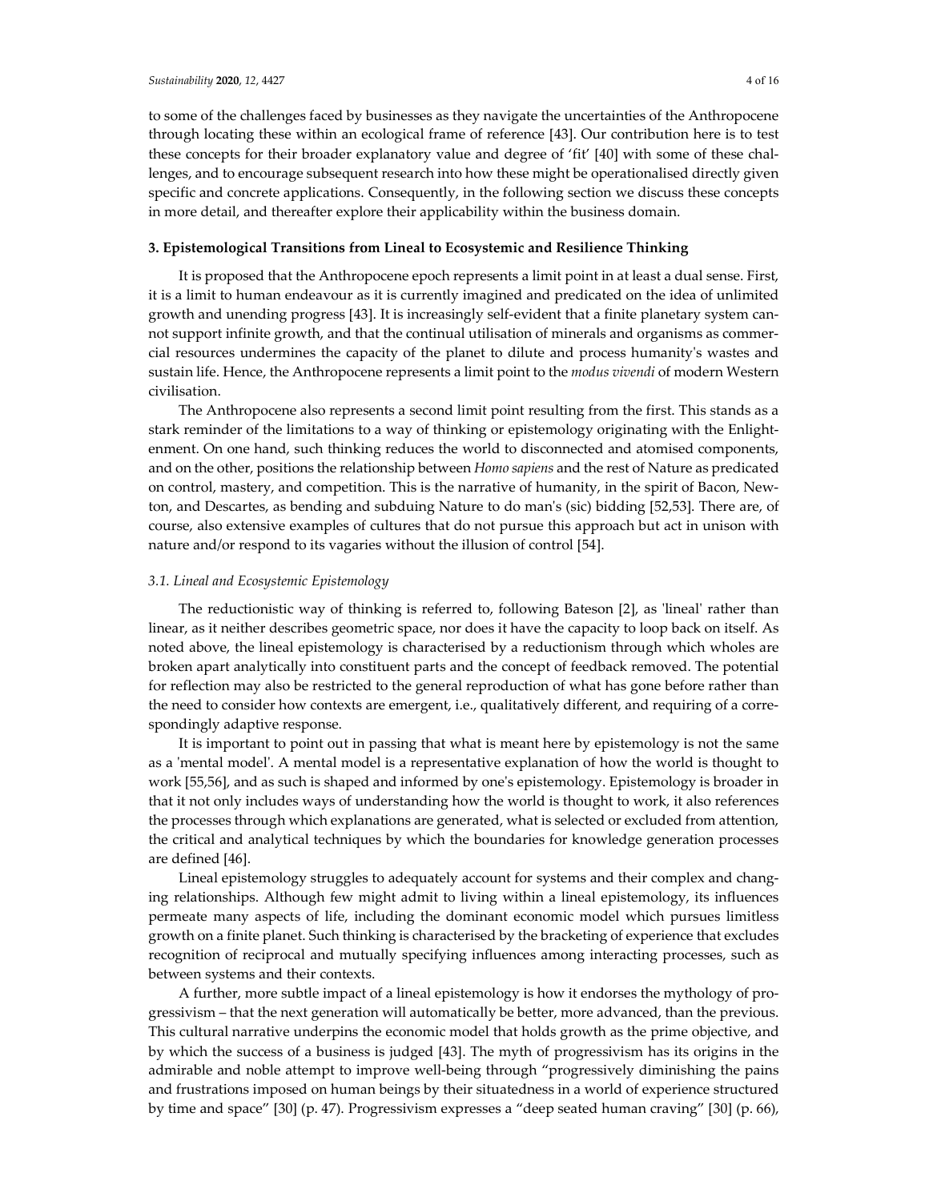to some of the challenges faced by businesses as they navigate the uncertainties of the Anthropocene through locating these within an ecological frame of reference [43]. Our contribution here is to test these concepts for their broader explanatory value and degree of 'fit' [40] with some of these challenges, and to encourage subsequent research into how these might be operationalised directly given specific and concrete applications. Consequently, in the following section we discuss these concepts in more detail, and thereafter explore their applicability within the business domain.

## 3. Epistemological Transitions from Lineal to Ecosystemic and Resilience Thinking

It is proposed that the Anthropocene epoch represents a limit point in at least a dual sense. First, it is a limit to human endeavour as it is currently imagined and predicated on the idea of unlimited growth and unending progress [43]. It is increasingly self-evident that a finite planetary system cannot support infinite growth, and that the continual utilisation of minerals and organisms as commercial resources undermines the capacity of the planet to dilute and process humanity's wastes and sustain life. Hence, the Anthropocene represents a limit point to the *modus vivendi* of modern Western civilisation.

The Anthropocene also represents a second limit point resulting from the first. This stands as a stark reminder of the limitations to a way of thinking or epistemology originating with the Enlightenment. On one hand, such thinking reduces the world to disconnected and atomised components, and on the other, positions the relationship between *Homo sapiens* and the rest of Nature as predicated on control, mastery, and competition. This is the narrative of humanity, in the spirit of Bacon, Newton, and Descartes, as bending and subduing Nature to do man's (sic) bidding [52,53]. There are, of course, also extensive examples of cultures that do not pursue this approach but act in unison with nature and/or respond to its vagaries without the illusion of control [54].

### 3.1. Lineal and Ecosystemic Epistemology

The reductionistic way of thinking is referred to, following Bateson [2], as 'lineal' rather than linear, as it neither describes geometric space, nor does it have the capacity to loop back on itself. As noted above, the lineal epistemology is characterised by a reductionism through which wholes are broken apart analytically into constituent parts and the concept of feedback removed. The potential for reflection may also be restricted to the general reproduction of what has gone before rather than the need to consider how contexts are emergent, i.e., qualitatively different, and requiring of a correspondingly adaptive response.

It is important to point out in passing that what is meant here by epistemology is not the same as a 'mental model'. A mental model is a representative explanation of how the world is thought to work [55,56], and as such is shaped and informed by one's epistemology. Epistemology is broader in that it not only includes ways of understanding how the world is thought to work, it also references the processes through which explanations are generated, what is selected or excluded from attention, the critical and analytical techniques by which the boundaries for knowledge generation processes are defined [46].

Lineal epistemology struggles to adequately account for systems and their complex and changing relationships. Although few might admit to living within a lineal epistemology, its influences permeate many aspects of life, including the dominant economic model which pursues limitless growth on a finite planet. Such thinking is characterised by the bracketing of experience that excludes recognition of reciprocal and mutually specifying influences among interacting processes, such as between systems and their contexts.

A further, more subtle impact of a lineal epistemology is how it endorses the mythology of progressivism – that the next generation will automatically be better, more advanced, than the previous. This cultural narrative underpins the economic model that holds growth as the prime objective, and by which the success of a business is judged [43]. The myth of progressivism has its origins in the admirable and noble attempt to improve well-being through "progressively diminishing the pains and frustrations imposed on human beings by their situatedness in a world of experience structured by time and space" [30] (p. 47). Progressivism expresses a "deep seated human craving" [30] (p. 66),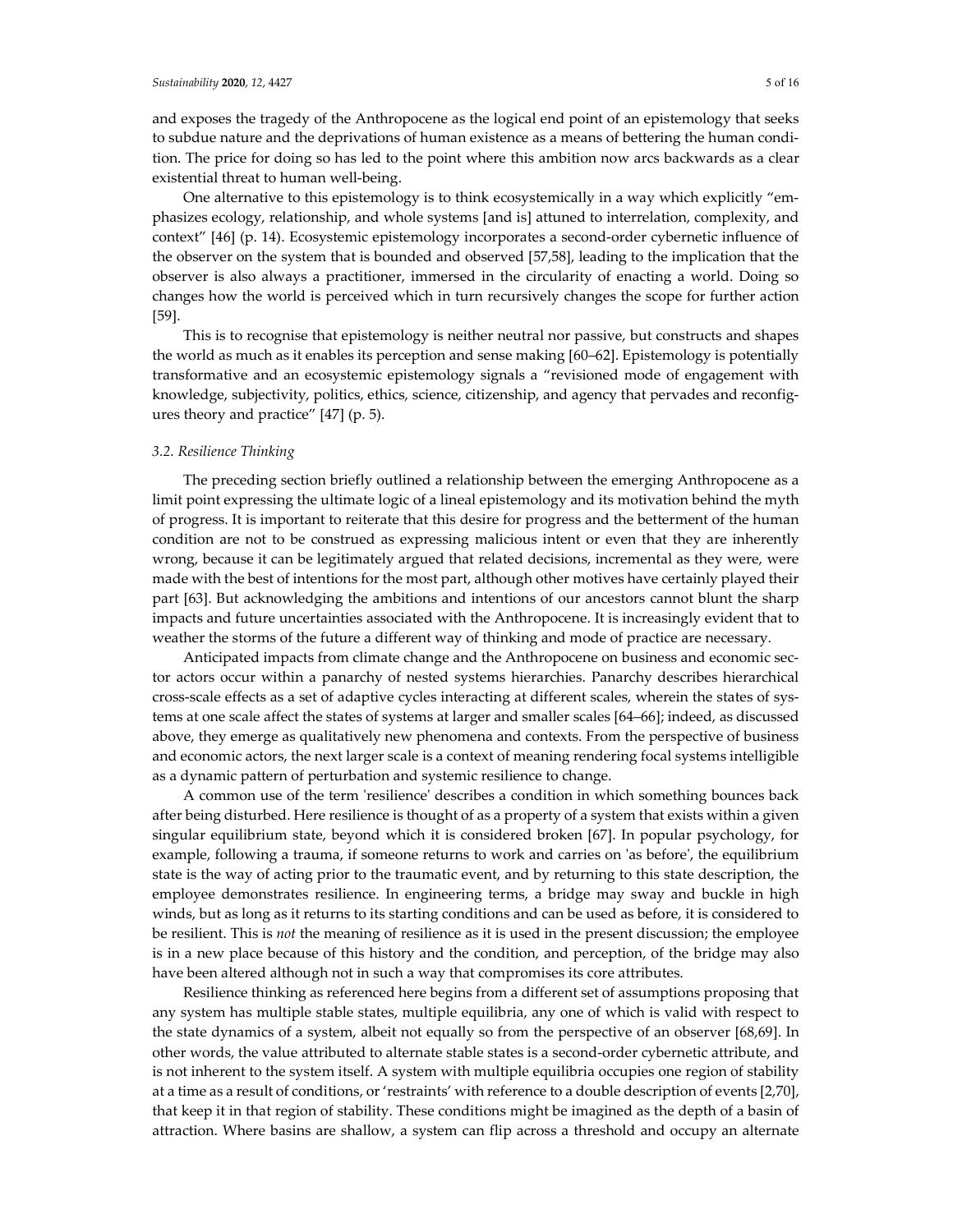and exposes the tragedy of the Anthropocene as the logical end point of an epistemology that seeks to subdue nature and the deprivations of human existence as a means of bettering the human condition. The price for doing so has led to the point where this ambition now arcs backwards as a clear existential threat to human well-being.

One alternative to this epistemology is to think ecosystemically in a way which explicitly "emphasizes ecology, relationship, and whole systems [and is] attuned to interrelation, complexity, and context" [46] (p. 14). Ecosystemic epistemology incorporates a second-order cybernetic influence of the observer on the system that is bounded and observed [57,58], leading to the implication that the observer is also always a practitioner, immersed in the circularity of enacting a world. Doing so changes how the world is perceived which in turn recursively changes the scope for further action [59].

This is to recognise that epistemology is neither neutral nor passive, but constructs and shapes the world as much as it enables its perception and sense making [60–62]. Epistemology is potentially transformative and an ecosystemic epistemology signals a "revisioned mode of engagement with knowledge, subjectivity, politics, ethics, science, citizenship, and agency that pervades and reconfigures theory and practice" [47] (p. 5).

### 3.2. Resilience Thinking

The preceding section briefly outlined a relationship between the emerging Anthropocene as a limit point expressing the ultimate logic of a lineal epistemology and its motivation behind the myth of progress. It is important to reiterate that this desire for progress and the betterment of the human condition are not to be construed as expressing malicious intent or even that they are inherently wrong, because it can be legitimately argued that related decisions, incremental as they were, were made with the best of intentions for the most part, although other motives have certainly played their part [63]. But acknowledging the ambitions and intentions of our ancestors cannot blunt the sharp impacts and future uncertainties associated with the Anthropocene. It is increasingly evident that to weather the storms of the future a different way of thinking and mode of practice are necessary.

Anticipated impacts from climate change and the Anthropocene on business and economic sector actors occur within a panarchy of nested systems hierarchies. Panarchy describes hierarchical cross-scale effects as a set of adaptive cycles interacting at different scales, wherein the states of systems at one scale affect the states of systems at larger and smaller scales [64–66]; indeed, as discussed above, they emerge as qualitatively new phenomena and contexts. From the perspective of business and economic actors, the next larger scale is a context of meaning rendering focal systems intelligible as a dynamic pattern of perturbation and systemic resilience to change.

A common use of the term 'resilience' describes a condition in which something bounces back after being disturbed. Here resilience is thought of as a property of a system that exists within a given singular equilibrium state, beyond which it is considered broken [67]. In popular psychology, for example, following a trauma, if someone returns to work and carries on 'as before', the equilibrium state is the way of acting prior to the traumatic event, and by returning to this state description, the employee demonstrates resilience. In engineering terms, a bridge may sway and buckle in high winds, but as long as it returns to its starting conditions and can be used as before, it is considered to be resilient. This is *not* the meaning of resilience as it is used in the present discussion; the employee is in a new place because of this history and the condition, and perception, of the bridge may also have been altered although not in such a way that compromises its core attributes.

Resilience thinking as referenced here begins from a different set of assumptions proposing that any system has multiple stable states, multiple equilibria, any one of which is valid with respect to the state dynamics of a system, albeit not equally so from the perspective of an observer [68,69]. In other words, the value attributed to alternate stable states is a second-order cybernetic attribute, and is not inherent to the system itself. A system with multiple equilibria occupies one region of stability at a time as a result of conditions, or 'restraints' with reference to a double description of events [2,70], that keep it in that region of stability. These conditions might be imagined as the depth of a basin of attraction. Where basins are shallow, a system can flip across a threshold and occupy an alternate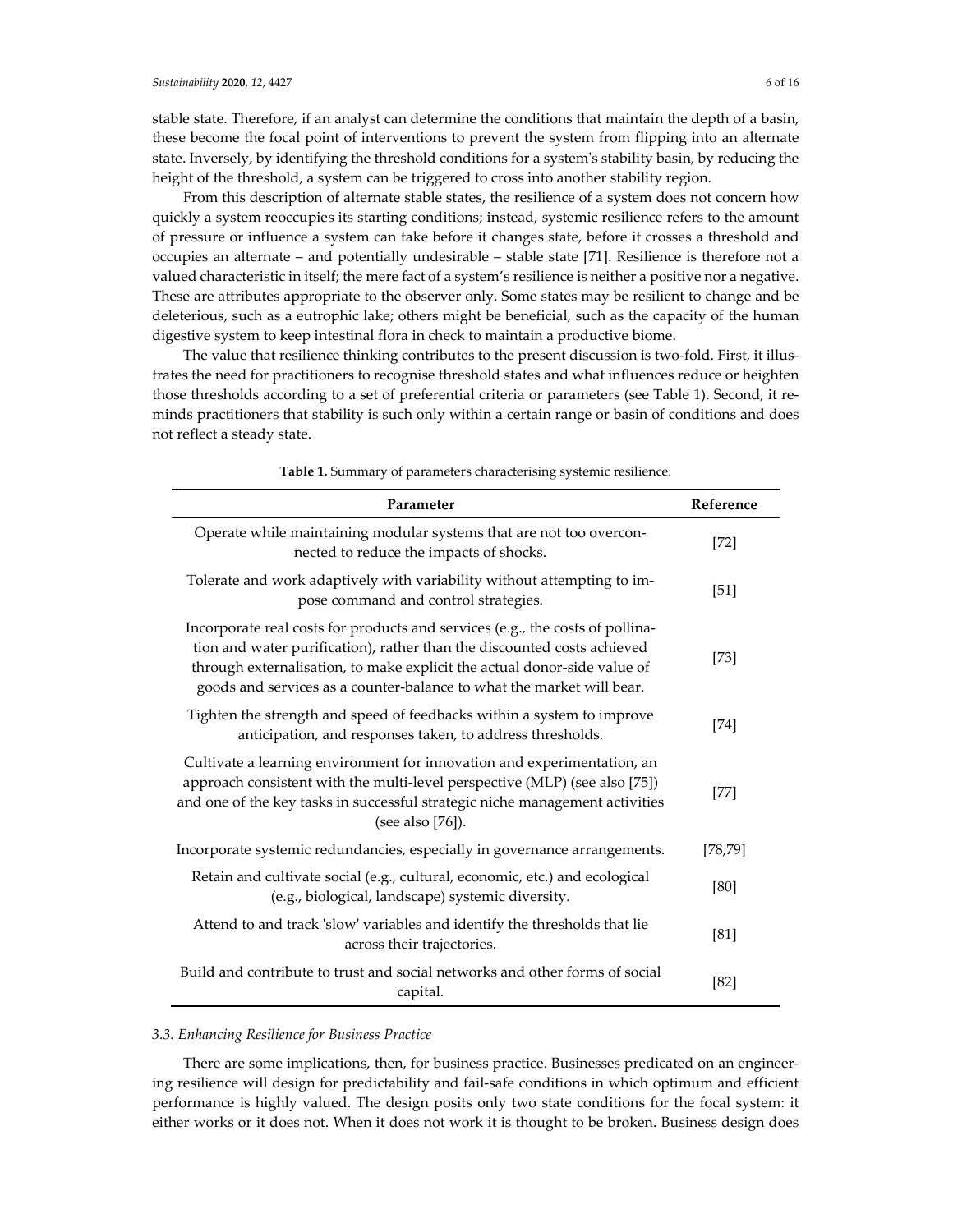stable state. Therefore, if an analyst can determine the conditions that maintain the depth of a basin, these become the focal point of interventions to prevent the system from flipping into an alternate state. Inversely, by identifying the threshold conditions for a system's stability basin, by reducing the height of the threshold, a system can be triggered to cross into another stability region.

From this description of alternate stable states, the resilience of a system does not concern how quickly a system reoccupies its starting conditions; instead, systemic resilience refers to the amount of pressure or influence a system can take before it changes state, before it crosses a threshold and occupies an alternate – and potentially undesirable – stable state [71]. Resilience is therefore not a valued characteristic in itself; the mere fact of a system's resilience is neither a positive nor a negative. These are attributes appropriate to the observer only. Some states may be resilient to change and be deleterious, such as a eutrophic lake; others might be beneficial, such as the capacity of the human digestive system to keep intestinal flora in check to maintain a productive biome.

The value that resilience thinking contributes to the present discussion is two-fold. First, it illustrates the need for practitioners to recognise threshold states and what influences reduce or heighten those thresholds according to a set of preferential criteria or parameters (see Table 1). Second, it reminds practitioners that stability is such only within a certain range or basin of conditions and does not reflect a steady state.

**Table 1.** Summary of parameters characterising systemic resilience.

| Parameter | Reference |
| --- | --- |
| Operate while maintaining modular systems that are not too overconnected to reduce the impacts of shocks. | [72] |
| Tolerate and work adaptively with variability without attempting to impose command and control strategies. | [51] |
| Incorporate real costs for products and services (e.g., the costs of pollination and water purification), rather than the discounted costs achieved through externalisation, to make explicit the actual donor-side value of goods and services as a counter-balance to what the market will bear. | [73] |
| Tighten the strength and speed of feedbacks within a system to improve anticipation, and responses taken, to address thresholds. | [74] |
| Cultivate a learning environment for innovation and experimentation, an approach consistent with the multi-level perspective (MLP) (see also [75]) and one of the key tasks in successful strategic niche management activities (see also [76]). | [77] |
| Incorporate systemic redundancies, especially in governance arrangements. | [78,79] |
| Retain and cultivate social (e.g., cultural, economic, etc.) and ecological (e.g., biological, landscape) systemic diversity. | [80] |
| Attend to and track 'slow' variables and identify the thresholds that lie across their trajectories. | [81] |
| Build and contribute to trust and social networks and other forms of social capital. | [82] |

### *3.3. Enhancing Resilience for Business Practice*

There are some implications, then, for business practice. Businesses predicated on an engineering resilience will design for predictability and fail-safe conditions in which optimum and efficient performance is highly valued. The design posits only two state conditions for the focal system: it either works or it does not. When it does not work it is thought to be broken. Business design does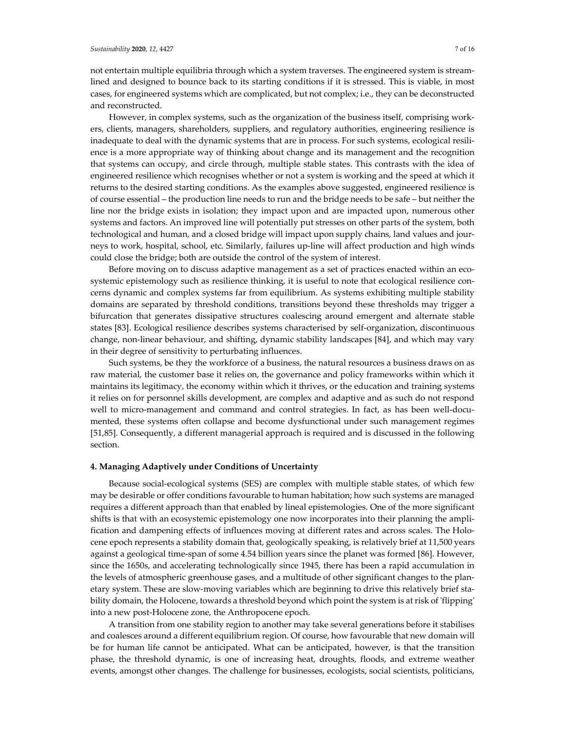not entertain multiple equilibria through which a system traverses. The engineered system is streamlined and designed to bounce back to its starting conditions if it is stressed. This is viable, in most cases, for engineered systems which are complicated, but not complex; i.e., they can be deconstructed and reconstructed.

However, in complex systems, such as the organization of the business itself, comprising workers, clients, managers, shareholders, suppliers, and regulatory authorities, engineering resilience is inadequate to deal with the dynamic systems that are in process. For such systems, ecological resilience is a more appropriate way of thinking about change and its management and the recognition that systems can occupy, and circle through, multiple stable states. This contrasts with the idea of engineered resilience which recognises whether or not a system is working and the speed at which it returns to the desired starting conditions. As the examples above suggested, engineered resilience is of course essential – the production line needs to run and the bridge needs to be safe – but neither the line nor the bridge exists in isolation; they impact upon and are impacted upon, numerous other systems and factors. An improved line will potentially put stresses on other parts of the system, both technological and human, and a closed bridge will impact upon supply chains, land values and journeys to work, hospital, school, etc. Similarly, failures up-line will affect production and high winds could close the bridge; both are outside the control of the system of interest.

Before moving on to discuss adaptive management as a set of practices enacted within an ecosystemic epistemology such as resilience thinking, it is useful to note that ecological resilience concerns dynamic and complex systems far from equilibrium. As systems exhibiting multiple stability domains are separated by threshold conditions, transitions beyond these thresholds may trigger a bifurcation that generates dissipative structures coalescing around emergent and alternate stable states [83]. Ecological resilience describes systems characterised by self-organization, discontinuous change, non-linear behaviour, and shifting, dynamic stability landscapes [84], and which may vary in their degree of sensitivity to perturbating influences.

Such systems, be they the workforce of a business, the natural resources a business draws on as raw material, the customer base it relies on, the governance and policy frameworks within which it maintains its legitimacy, the economy within which it thrives, or the education and training systems it relies on for personnel skills development, are complex and adaptive and as such do not respond well to micro-management and command and control strategies. In fact, as has been well-documented, these systems often collapse and become dysfunctional under such management regimes [51,85]. Consequently, a different managerial approach is required and is discussed in the following section.

## 4. Managing Adaptively under Conditions of Uncertainty

Because social-ecological systems (SES) are complex with multiple stable states, of which few may be desirable or offer conditions favourable to human habitation; how such systems are managed requires a different approach than that enabled by lineal epistemologies. One of the more significant shifts is that with an ecosystemic epistemology one now incorporates into their planning the amplification and dampening effects of influences moving at different rates and across scales. The Holocene epoch represents a stability domain that, geologically speaking, is relatively brief at 11,500 years against a geological time-span of some 4.54 billion years since the planet was formed [86]. However, since the 1650s, and accelerating technologically since 1945, there has been a rapid accumulation in the levels of atmospheric greenhouse gases, and a multitude of other significant changes to the planetary system. These are slow-moving variables which are beginning to drive this relatively brief stability domain, the Holocene, towards a threshold beyond which point the system is at risk of 'flipping' into a new post-Holocene zone, the Anthropocene epoch.

A transition from one stability region to another may take several generations before it stabilises and coalesces around a different equilibrium region. Of course, how favourable that new domain will be for human life cannot be anticipated. What can be anticipated, however, is that the transition phase, the threshold dynamic, is one of increasing heat, droughts, floods, and extreme weather events, amongst other changes. The challenge for businesses, ecologists, social scientists, politicians,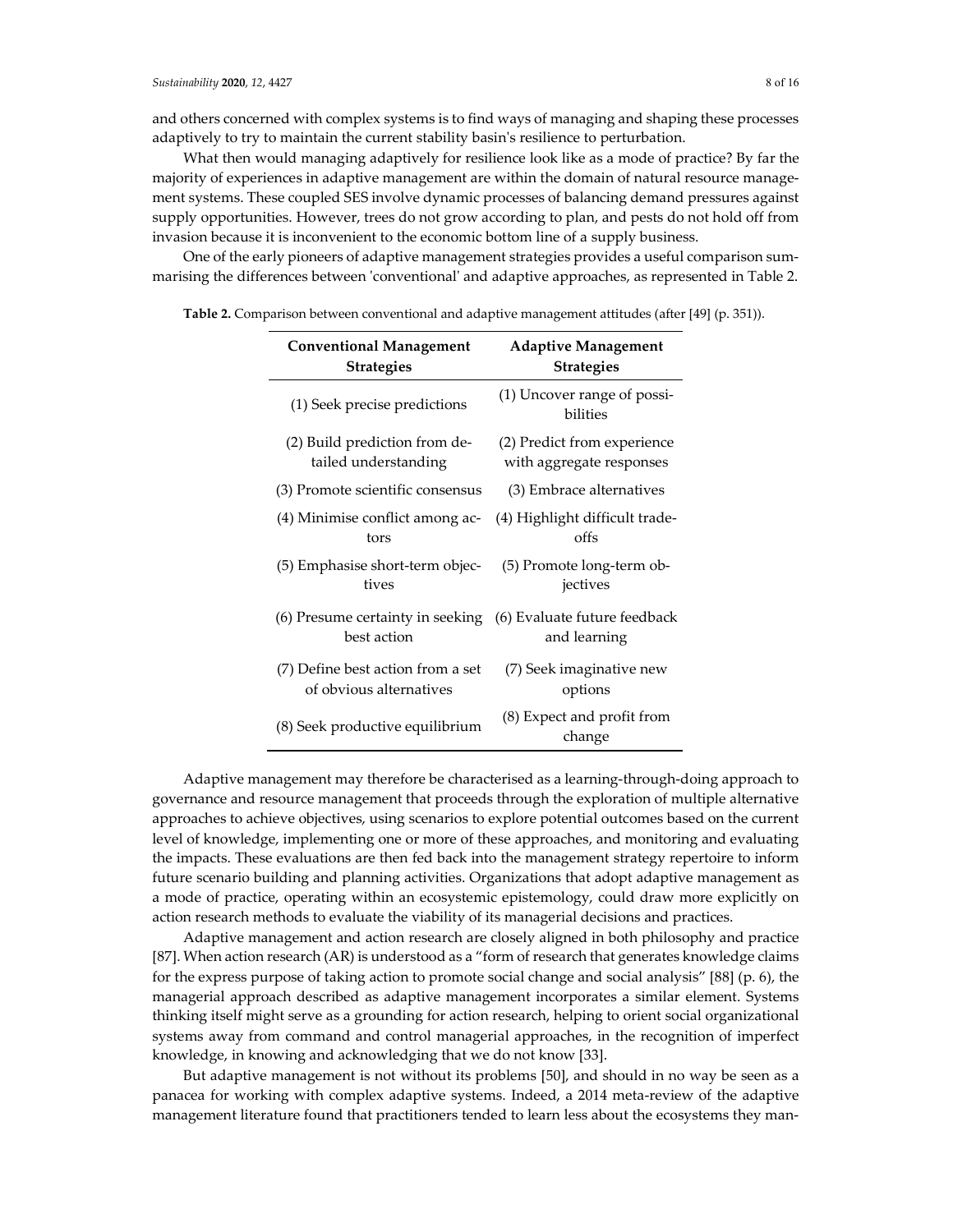and others concerned with complex systems is to find ways of managing and shaping these processes adaptively to try to maintain the current stability basin's resilience to perturbation.

What then would managing adaptively for resilience look like as a mode of practice? By far the majority of experiences in adaptive management are within the domain of natural resource management systems. These coupled SES involve dynamic processes of balancing demand pressures against supply opportunities. However, trees do not grow according to plan, and pests do not hold off from invasion because it is inconvenient to the economic bottom line of a supply business.

One of the early pioneers of adaptive management strategies provides a useful comparison summarising the differences between 'conventional' and adaptive approaches, as represented in Table 2.

**Table 2.** Comparison between conventional and adaptive management attitudes (after [49] (p. 351)).

| Conventional Management Strategies | Adaptive Management Strategies |
|---|---|
| (1) Seek precise predictions | (1) Uncover range of possibilities |
| (2) Build prediction from detailed understanding | (2) Predict from experience with aggregate responses |
| (3) Promote scientific consensus | (3) Embrace alternatives |
| (4) Minimise conflict among actors | (4) Highlight difficult trade-offs |
| (5) Emphasise short-term objectives | (5) Promote long-term objectives |
| (6) Presume certainty in seeking best action | (6) Evaluate future feedback and learning |
| (7) Define best action from a set of obvious alternatives | (7) Seek imaginative new options |
| (8) Seek productive equilibrium | (8) Expect and profit from change |

Adaptive management may therefore be characterised as a learning-through-doing approach to governance and resource management that proceeds through the exploration of multiple alternative approaches to achieve objectives, using scenarios to explore potential outcomes based on the current level of knowledge, implementing one or more of these approaches, and monitoring and evaluating the impacts. These evaluations are then fed back into the management strategy repertoire to inform future scenario building and planning activities. Organizations that adopt adaptive management as a mode of practice, operating within an ecosystemic epistemology, could draw more explicitly on action research methods to evaluate the viability of its managerial decisions and practices.

Adaptive management and action research are closely aligned in both philosophy and practice [87]. When action research (AR) is understood as a "form of research that generates knowledge claims for the express purpose of taking action to promote social change and social analysis" [88] (p. 6), the managerial approach described as adaptive management incorporates a similar element. Systems thinking itself might serve as a grounding for action research, helping to orient social organizational systems away from command and control managerial approaches, in the recognition of imperfect knowledge, in knowing and acknowledging that we do not know [33].

But adaptive management is not without its problems [50], and should in no way be seen as a panacea for working with complex adaptive systems. Indeed, a 2014 meta-review of the adaptive management literature found that practitioners tended to learn less about the ecosystems they man-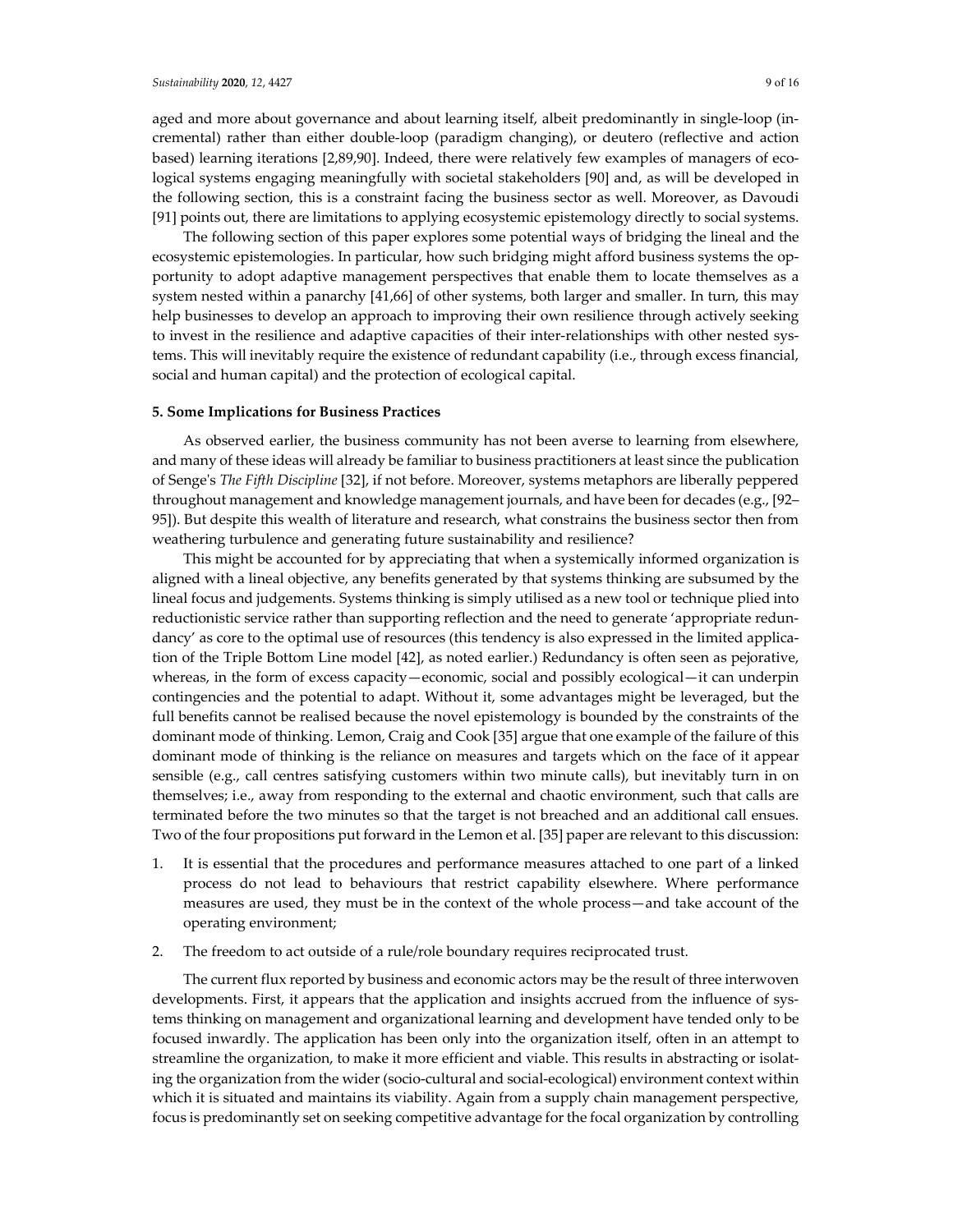aged and more about governance and about learning itself, albeit predominantly in single-loop (incremental) rather than either double-loop (paradigm changing), or deutero (reflective and action based) learning iterations [2,89,90]. Indeed, there were relatively few examples of managers of ecological systems engaging meaningfully with societal stakeholders [90] and, as will be developed in the following section, this is a constraint facing the business sector as well. Moreover, as Davoudi [91] points out, there are limitations to applying ecosystemic epistemology directly to social systems.

The following section of this paper explores some potential ways of bridging the lineal and the ecosystemic epistemologies. In particular, how such bridging might afford business systems the opportunity to adopt adaptive management perspectives that enable them to locate themselves as a system nested within a panarchy [41,66] of other systems, both larger and smaller. In turn, this may help businesses to develop an approach to improving their own resilience through actively seeking to invest in the resilience and adaptive capacities of their inter-relationships with other nested systems. This will inevitably require the existence of redundant capability (i.e., through excess financial, social and human capital) and the protection of ecological capital.

## 5. Some Implications for Business Practices

As observed earlier, the business community has not been averse to learning from elsewhere, and many of these ideas will already be familiar to business practitioners at least since the publication of Senge's *The Fifth Discipline* [32], if not before. Moreover, systems metaphors are liberally peppered throughout management and knowledge management journals, and have been for decades (e.g., [92–95]). But despite this wealth of literature and research, what constrains the business sector then from weathering turbulence and generating future sustainability and resilience?

This might be accounted for by appreciating that when a systemically informed organization is aligned with a lineal objective, any benefits generated by that systems thinking are subsumed by the lineal focus and judgements. Systems thinking is simply utilised as a new tool or technique plied into reductionistic service rather than supporting reflection and the need to generate 'appropriate redundancy' as core to the optimal use of resources (this tendency is also expressed in the limited application of the Triple Bottom Line model [42], as noted earlier.) Redundancy is often seen as pejorative, whereas, in the form of excess capacity—economic, social and possibly ecological—it can underpin contingencies and the potential to adapt. Without it, some advantages might be leveraged, but the full benefits cannot be realised because the novel epistemology is bounded by the constraints of the dominant mode of thinking. Lemon, Craig and Cook [35] argue that one example of the failure of this dominant mode of thinking is the reliance on measures and targets which on the face of it appear sensible (e.g., call centres satisfying customers within two minute calls), but inevitably turn in on themselves; i.e., away from responding to the external and chaotic environment, such that calls are terminated before the two minutes so that the target is not breached and an additional call ensues. Two of the four propositions put forward in the Lemon et al. [35] paper are relevant to this discussion:

1. It is essential that the procedures and performance measures attached to one part of a linked process do not lead to behaviours that restrict capability elsewhere. Where performance measures are used, they must be in the context of the whole process—and take account of the operating environment;
2. The freedom to act outside of a rule/role boundary requires reciprocated trust.

The current flux reported by business and economic actors may be the result of three interwoven developments. First, it appears that the application and insights accrued from the influence of systems thinking on management and organizational learning and development have tended only to be focused inwardly. The application has been only into the organization itself, often in an attempt to streamline the organization, to make it more efficient and viable. This results in abstracting or isolating the organization from the wider (socio-cultural and social-ecological) environment context within which it is situated and maintains its viability. Again from a supply chain management perspective, focus is predominantly set on seeking competitive advantage for the focal organization by controlling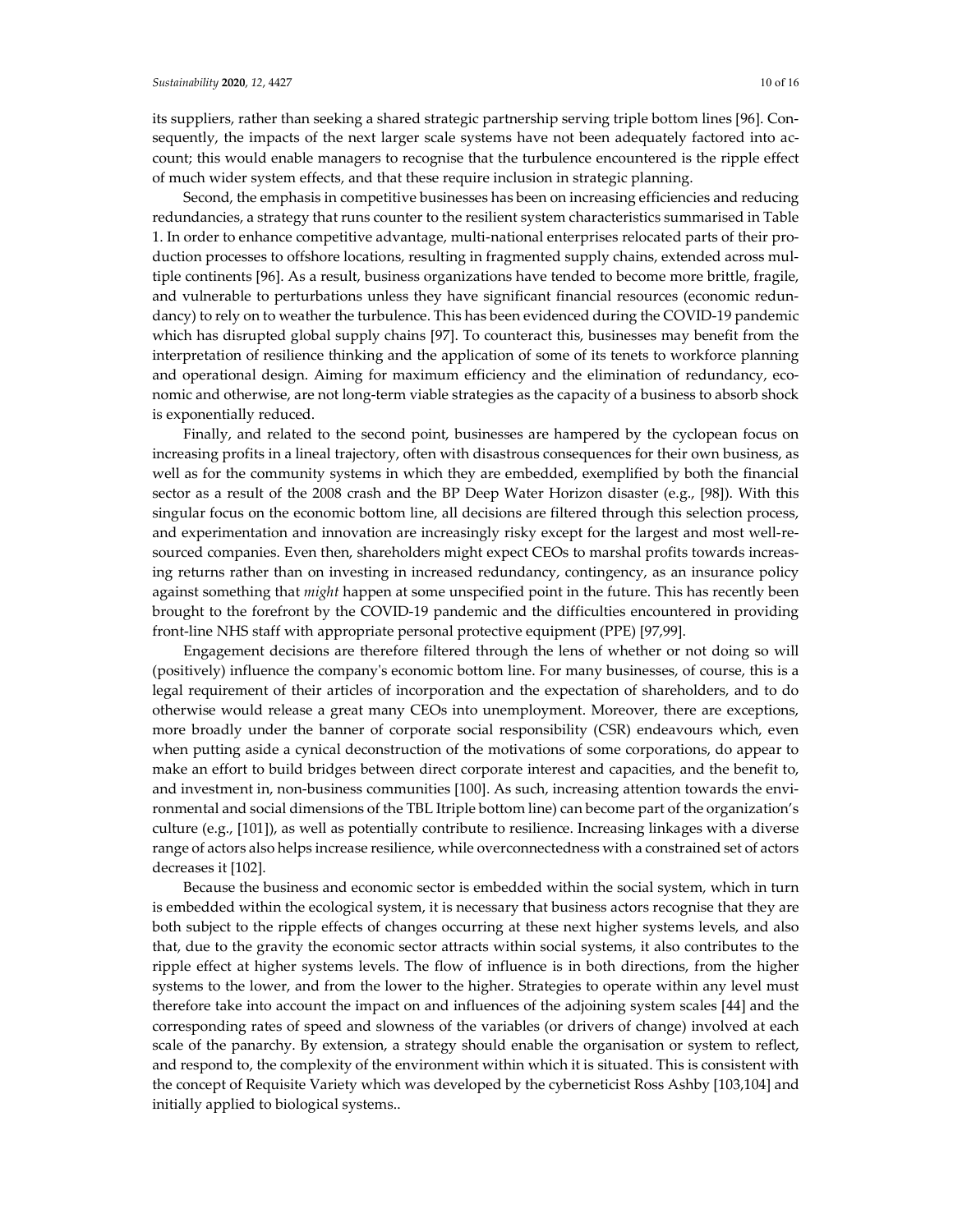its suppliers, rather than seeking a shared strategic partnership serving triple bottom lines [96]. Consequently, the impacts of the next larger scale systems have not been adequately factored into account; this would enable managers to recognise that the turbulence encountered is the ripple effect of much wider system effects, and that these require inclusion in strategic planning.

Second, the emphasis in competitive businesses has been on increasing efficiencies and reducing redundancies, a strategy that runs counter to the resilient system characteristics summarised in Table 1. In order to enhance competitive advantage, multi-national enterprises relocated parts of their production processes to offshore locations, resulting in fragmented supply chains, extended across multiple continents [96]. As a result, business organizations have tended to become more brittle, fragile, and vulnerable to perturbations unless they have significant financial resources (economic redundancy) to rely on to weather the turbulence. This has been evidenced during the COVID-19 pandemic which has disrupted global supply chains [97]. To counteract this, businesses may benefit from the interpretation of resilience thinking and the application of some of its tenets to workforce planning and operational design. Aiming for maximum efficiency and the elimination of redundancy, economic and otherwise, are not long-term viable strategies as the capacity of a business to absorb shock is exponentially reduced.

Finally, and related to the second point, businesses are hampered by the cyclopean focus on increasing profits in a lineal trajectory, often with disastrous consequences for their own business, as well as for the community systems in which they are embedded, exemplified by both the financial sector as a result of the 2008 crash and the BP Deep Water Horizon disaster (e.g., [98]). With this singular focus on the economic bottom line, all decisions are filtered through this selection process, and experimentation and innovation are increasingly risky except for the largest and most well-resourced companies. Even then, shareholders might expect CEOs to marshal profits towards increasing returns rather than on investing in increased redundancy, contingency, as an insurance policy against something that *might* happen at some unspecified point in the future. This has recently been brought to the forefront by the COVID-19 pandemic and the difficulties encountered in providing front-line NHS staff with appropriate personal protective equipment (PPE) [97,99].

Engagement decisions are therefore filtered through the lens of whether or not doing so will (positively) influence the company's economic bottom line. For many businesses, of course, this is a legal requirement of their articles of incorporation and the expectation of shareholders, and to do otherwise would release a great many CEOs into unemployment. Moreover, there are exceptions, more broadly under the banner of corporate social responsibility (CSR) endeavours which, even when putting aside a cynical deconstruction of the motivations of some corporations, do appear to make an effort to build bridges between direct corporate interest and capacities, and the benefit to, and investment in, non-business communities [100]. As such, increasing attention towards the environmental and social dimensions of the TBL Itriple bottom line) can become part of the organization's culture (e.g., [101]), as well as potentially contribute to resilience. Increasing linkages with a diverse range of actors also helps increase resilience, while overconnectedness with a constrained set of actors decreases it [102].

Because the business and economic sector is embedded within the social system, which in turn is embedded within the ecological system, it is necessary that business actors recognise that they are both subject to the ripple effects of changes occurring at these next higher systems levels, and also that, due to the gravity the economic sector attracts within social systems, it also contributes to the ripple effect at higher systems levels. The flow of influence is in both directions, from the higher systems to the lower, and from the lower to the higher. Strategies to operate within any level must therefore take into account the impact on and influences of the adjoining system scales [44] and the corresponding rates of speed and slowness of the variables (or drivers of change) involved at each scale of the panarchy. By extension, a strategy should enable the organisation or system to reflect, and respond to, the complexity of the environment within which it is situated. This is consistent with the concept of Requisite Variety which was developed by the cyberneticist Ross Ashby [103,104] and initially applied to biological systems..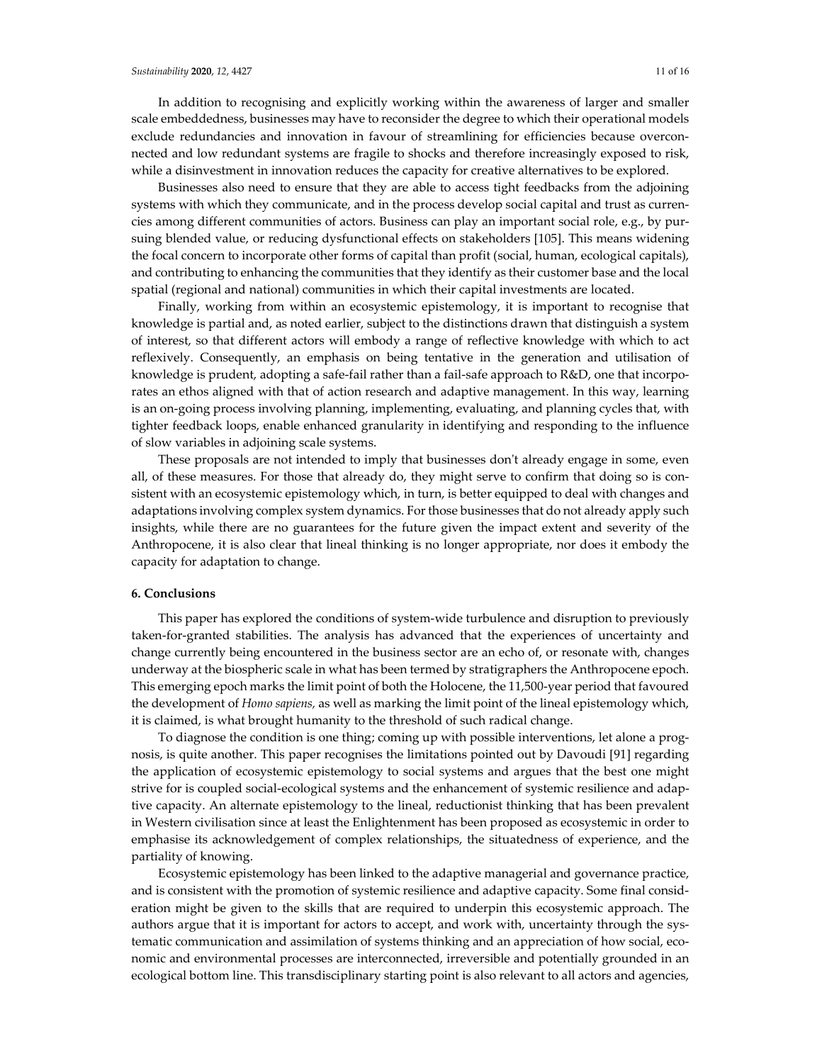In addition to recognising and explicitly working within the awareness of larger and smaller scale embeddedness, businesses may have to reconsider the degree to which their operational models exclude redundancies and innovation in favour of streamlining for efficiencies because overconnected and low redundant systems are fragile to shocks and therefore increasingly exposed to risk, while a disinvestment in innovation reduces the capacity for creative alternatives to be explored.

Businesses also need to ensure that they are able to access tight feedbacks from the adjoining systems with which they communicate, and in the process develop social capital and trust as currencies among different communities of actors. Business can play an important social role, e.g., by pursuing blended value, or reducing dysfunctional effects on stakeholders [105]. This means widening the focal concern to incorporate other forms of capital than profit (social, human, ecological capitals), and contributing to enhancing the communities that they identify as their customer base and the local spatial (regional and national) communities in which their capital investments are located.

Finally, working from within an ecosystemic epistemology, it is important to recognise that knowledge is partial and, as noted earlier, subject to the distinctions drawn that distinguish a system of interest, so that different actors will embody a range of reflective knowledge with which to act reflexively. Consequently, an emphasis on being tentative in the generation and utilisation of knowledge is prudent, adopting a safe-fail rather than a fail-safe approach to R&D, one that incorporates an ethos aligned with that of action research and adaptive management. In this way, learning is an on-going process involving planning, implementing, evaluating, and planning cycles that, with tighter feedback loops, enable enhanced granularity in identifying and responding to the influence of slow variables in adjoining scale systems.

These proposals are not intended to imply that businesses don't already engage in some, even all, of these measures. For those that already do, they might serve to confirm that doing so is consistent with an ecosystemic epistemology which, in turn, is better equipped to deal with changes and adaptations involving complex system dynamics. For those businesses that do not already apply such insights, while there are no guarantees for the future given the impact extent and severity of the Anthropocene, it is also clear that lineal thinking is no longer appropriate, nor does it embody the capacity for adaptation to change.

## 6. Conclusions

This paper has explored the conditions of system-wide turbulence and disruption to previously taken-for-granted stabilities. The analysis has advanced that the experiences of uncertainty and change currently being encountered in the business sector are an echo of, or resonate with, changes underway at the biospheric scale in what has been termed by stratigraphers the Anthropocene epoch. This emerging epoch marks the limit point of both the Holocene, the 11,500-year period that favoured the development of *Homo sapiens,* as well as marking the limit point of the lineal epistemology which, it is claimed, is what brought humanity to the threshold of such radical change.

To diagnose the condition is one thing; coming up with possible interventions, let alone a prognosis, is quite another. This paper recognises the limitations pointed out by Davoudi [91] regarding the application of ecosystemic epistemology to social systems and argues that the best one might strive for is coupled social-ecological systems and the enhancement of systemic resilience and adaptive capacity. An alternate epistemology to the lineal, reductionist thinking that has been prevalent in Western civilisation since at least the Enlightenment has been proposed as ecosystemic in order to emphasise its acknowledgement of complex relationships, the situatedness of experience, and the partiality of knowing.

Ecosystemic epistemology has been linked to the adaptive managerial and governance practice, and is consistent with the promotion of systemic resilience and adaptive capacity. Some final consideration might be given to the skills that are required to underpin this ecosystemic approach. The authors argue that it is important for actors to accept, and work with, uncertainty through the systematic communication and assimilation of systems thinking and an appreciation of how social, economic and environmental processes are interconnected, irreversible and potentially grounded in an ecological bottom line. This transdisciplinary starting point is also relevant to all actors and agencies,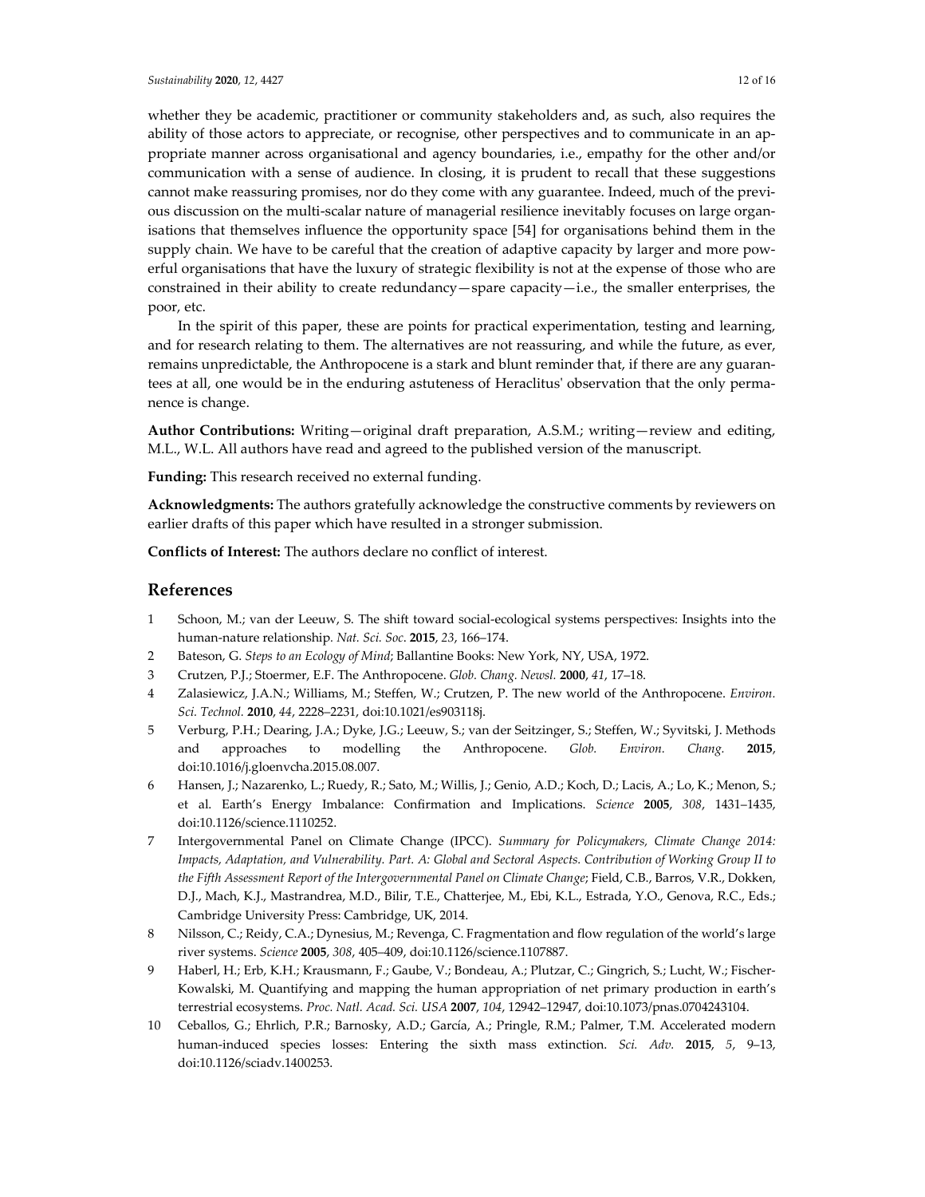whether they be academic, practitioner or community stakeholders and, as such, also requires the ability of those actors to appreciate, or recognise, other perspectives and to communicate in an appropriate manner across organisational and agency boundaries, i.e., empathy for the other and/or communication with a sense of audience. In closing, it is prudent to recall that these suggestions cannot make reassuring promises, nor do they come with any guarantee. Indeed, much of the previous discussion on the multi-scalar nature of managerial resilience inevitably focuses on large organisations that themselves influence the opportunity space [54] for organisations behind them in the supply chain. We have to be careful that the creation of adaptive capacity by larger and more powerful organisations that have the luxury of strategic flexibility is not at the expense of those who are constrained in their ability to create redundancy—spare capacity—i.e., the smaller enterprises, the poor, etc.

In the spirit of this paper, these are points for practical experimentation, testing and learning, and for research relating to them. The alternatives are not reassuring, and while the future, as ever, remains unpredictable, the Anthropocene is a stark and blunt reminder that, if there are any guarantees at all, one would be in the enduring astuteness of Heraclitus' observation that the only permanence is change.

**Author Contributions:** Writing—original draft preparation, A.S.M.; writing—review and editing, M.L., W.L. All authors have read and agreed to the published version of the manuscript.

**Funding:** This research received no external funding.

**Acknowledgments:** The authors gratefully acknowledge the constructive comments by reviewers on earlier drafts of this paper which have resulted in a stronger submission.

**Conflicts of Interest:** The authors declare no conflict of interest.

## References

1. Schoon, M.; van der Leeuw, S. The shift toward social-ecological systems perspectives: Insights into the human-nature relationship. *Nat. Sci. Soc*. **2015**, *23*, 166–174.
2. Bateson, G. *Steps to an Ecology of Mind*; Ballantine Books: New York, NY, USA, 1972.
3. Crutzen, P.J.; Stoermer, E.F. The Anthropocene. *Glob. Chang. Newsl.* **2000**, *41*, 17–18.
4. Zalasiewicz, J.A.N.; Williams, M.; Steffen, W.; Crutzen, P. The new world of the Anthropocene. *Environ. Sci. Technol.* **2010**, *44*, 2228–2231, doi:10.1021/es903118j.
5. Verburg, P.H.; Dearing, J.A.; Dyke, J.G.; Leeuw, S.; van der Seitzinger, S.; Steffen, W.; Syvitski, J. Methods and approaches to modelling the Anthropocene. *Glob. Environ. Chang.* **2015**, doi:10.1016/j.gloenvcha.2015.08.007.
6. Hansen, J.; Nazarenko, L.; Ruedy, R.; Sato, M.; Willis, J.; Genio, A.D.; Koch, D.; Lacis, A.; Lo, K.; Menon, S.; et al. Earth's Energy Imbalance: Confirmation and Implications. *Science* **2005**, *308*, 1431–1435, doi:10.1126/science.1110252.
7. Intergovernmental Panel on Climate Change (IPCC). *Summary for Policymakers, Climate Change 2014: Impacts, Adaptation, and Vulnerability. Part. A: Global and Sectoral Aspects. Contribution of Working Group II to the Fifth Assessment Report of the Intergovernmental Panel on Climate Change*; Field, C.B., Barros, V.R., Dokken, D.J., Mach, K.J., Mastrandrea, M.D., Bilir, T.E., Chatterjee, M., Ebi, K.L., Estrada, Y.O., Genova, R.C., Eds.; Cambridge University Press: Cambridge, UK, 2014.
8. Nilsson, C.; Reidy, C.A.; Dynesius, M.; Revenga, C. Fragmentation and flow regulation of the world's large river systems. *Science* **2005**, *308*, 405–409, doi:10.1126/science.1107887.
9. Haberl, H.; Erb, K.H.; Krausmann, F.; Gaube, V.; Bondeau, A.; Plutzar, C.; Gingrich, S.; Lucht, W.; Fischer-Kowalski, M. Quantifying and mapping the human appropriation of net primary production in earth's terrestrial ecosystems. *Proc. Natl. Acad. Sci. USA* **2007**, *104*, 12942–12947, doi:10.1073/pnas.0704243104.
10. Ceballos, G.; Ehrlich, P.R.; Barnosky, A.D.; García, A.; Pringle, R.M.; Palmer, T.M. Accelerated modern human-induced species losses: Entering the sixth mass extinction. *Sci. Adv.* **2015**, *5*, 9–13, doi:10.1126/sciadv.1400253.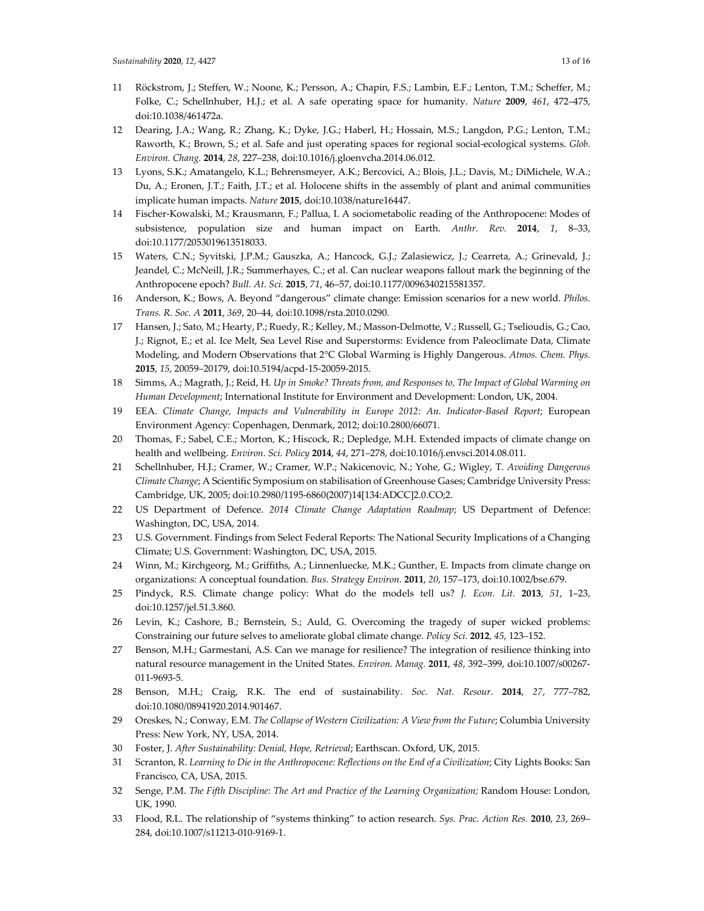11 Röckstrom, J.; Steffen, W.; Noone, K.; Persson, A.; Chapin, F.S.; Lambin, E.F.; Lenton, T.M.; Scheffer, M.; Folke, C.; Schellnhuber, H.J.; et al. A safe operating space for humanity. *Nature* **2009**, *461*, 472–475, doi:10.1038/461472a.

12 Dearing, J.A.; Wang, R.; Zhang, K.; Dyke, J.G.; Haberl, H.; Hossain, M.S.; Langdon, P.G.; Lenton, T.M.; Raworth, K.; Brown, S.; et al. Safe and just operating spaces for regional social-ecological systems. *Glob. Environ. Chang.* **2014**, *28*, 227–238, doi:10.1016/j.gloenvcha.2014.06.012.

13 Lyons, S.K.; Amatangelo, K.L.; Behrensmeyer, A.K.; Bercovici, A.; Blois, J.L.; Davis, M.; DiMichele, W.A.; Du, A.; Eronen, J.T.; Faith, J.T.; et al. Holocene shifts in the assembly of plant and animal communities implicate human impacts. *Nature* **2015**, doi:10.1038/nature16447.

14 Fischer-Kowalski, M.; Krausmann, F.; Pallua, I. A sociometabolic reading of the Anthropocene: Modes of subsistence, population size and human impact on Earth. *Anthr. Rev.* **2014**, *1*, 8–33, doi:10.1177/2053019613518033.

15 Waters, C.N.; Syvitski, J.P.M.; Gauszka, A.; Hancock, G.J.; Zalasiewicz, J.; Cearreta, A.; Grinevald, J.; Jeandel, C.; McNeill, J.R.; Summerhayes, C.; et al. Can nuclear weapons fallout mark the beginning of the Anthropocene epoch? *Bull. At. Sci.* **2015**, *71*, 46–57, doi:10.1177/0096340215581357.

16 Anderson, K.; Bows, A. Beyond "dangerous" climate change: Emission scenarios for a new world. *Philos. Trans. R. Soc. A* **2011**, *369*, 20–44, doi:10.1098/rsta.2010.0290.

17 Hansen, J.; Sato, M.; Hearty, P.; Ruedy, R.; Kelley, M.; Masson-Delmotte, V.; Russell, G.; Tselioudis, G.; Cao, J.; Rignot, E.; et al. Ice Melt, Sea Level Rise and Superstorms: Evidence from Paleoclimate Data, Climate Modeling, and Modern Observations that 2°C Global Warming is Highly Dangerous. *Atmos. Chem. Phys.* **2015**, *15*, 20059–20179, doi:10.5194/acpd-15-20059-2015.

18 Simms, A.; Magrath, J.; Reid, H. *Up in Smoke? Threats from, and Responses to, The Impact of Global Warming on Human Development*; International Institute for Environment and Development: London, UK, 2004.

19 EEA. *Climate Change, Impacts and Vulnerability in Europe 2012: An. Indicator-Based Report*; European Environment Agency: Copenhagen, Denmark, 2012; doi:10.2800/66071.

20 Thomas, F.; Sabel, C.E.; Morton, K.; Hiscock, R.; Depledge, M.H. Extended impacts of climate change on health and wellbeing. *Environ. Sci. Policy* **2014**, *44*, 271–278, doi:10.1016/j.envsci.2014.08.011.

21 Schellnhuber, H.J.; Cramer, W.; Cramer, W.P.; Nakicenovic, N.; Yohe, G.; Wigley, T. *Avoiding Dangerous Climate Change*; A Scientific Symposium on stabilisation of Greenhouse Gases; Cambridge University Press: Cambridge, UK, 2005; doi:10.2980/1195-6860(2007)14[134:ADCC]2.0.CO;2.

22 US Department of Defence. *2014 Climate Change Adaptation Roadmap*; US Department of Defence: Washington, DC, USA, 2014.

23 U.S. Government. Findings from Select Federal Reports: The National Security Implications of a Changing Climate; U.S. Government: Washington, DC, USA, 2015.

24 Winn, M.; Kirchgeorg, M.; Griffiths, A.; Linnenluecke, M.K.; Gunther, E. Impacts from climate change on organizations: A conceptual foundation. *Bus. Strategy Environ.* **2011**, *20*, 157–173, doi:10.1002/bse.679.

25 Pindyck, R.S. Climate change policy: What do the models tell us? *J. Econ. Lit.* **2013**, *51*, 1–23, doi:10.1257/jel.51.3.860.

26 Levin, K.; Cashore, B.; Bernstein, S.; Auld, G. Overcoming the tragedy of super wicked problems: Constraining our future selves to ameliorate global climate change. *Policy Sci.* **2012**, *45*, 123–152.

27 Benson, M.H.; Garmestani, A.S. Can we manage for resilience? The integration of resilience thinking into natural resource management in the United States. *Environ. Manag.* **2011**, *48*, 392–399, doi:10.1007/s00267-011-9693-5.

28 Benson, M.H.; Craig, R.K. The end of sustainability. *Soc. Nat. Resour*. **2014**, *27*, 777–782, doi:10.1080/08941920.2014.901467.

29 Oreskes, N.; Conway, E.M. *The Collapse of Western Civilization: A View from the Future*; Columbia University Press: New York, NY, USA, 2014.

30 Foster, J. *After Sustainability: Denial, Hope, Retrieval*; Earthscan. Oxford, UK, 2015.

31 Scranton, R. *Learning to Die in the Anthropocene: Reflections on the End of a Civilization*; City Lights Books: San Francisco, CA, USA, 2015.

32 Senge, P.M. *The Fifth Discipline: The Art and Practice of the Learning Organization;* Random House: London, UK, 1990.

33 Flood, R.L. The relationship of "systems thinking" to action research. *Sys. Prac. Action Res.* **2010**, *23*, 269–284, doi:10.1007/s11213-010-9169-1.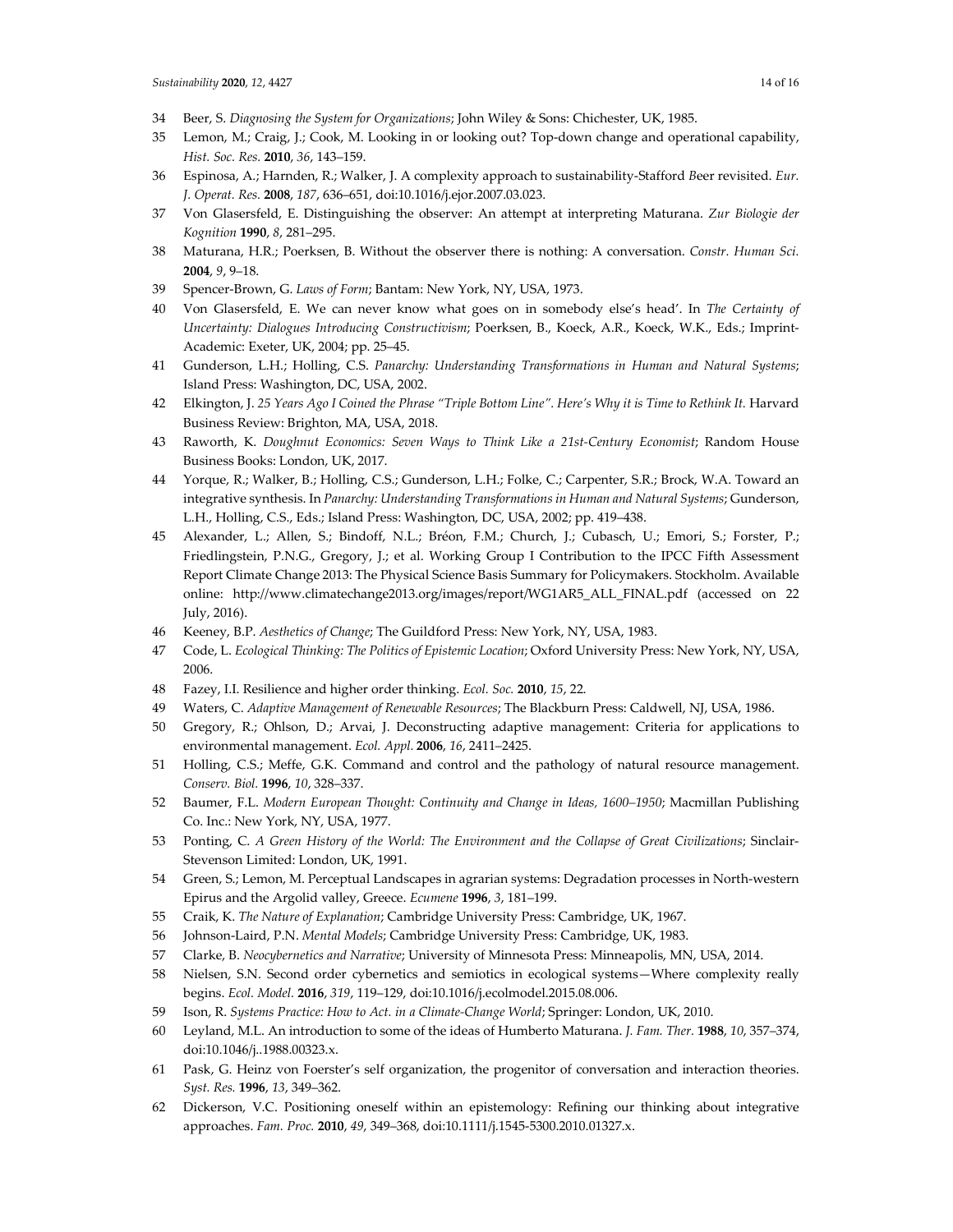34 Beer, S. *Diagnosing the System for Organizations*; John Wiley & Sons: Chichester, UK, 1985.

35 Lemon, M.; Craig, J.; Cook, M. Looking in or looking out? Top-down change and operational capability, *Hist. Soc. Res.* **2010**, *36*, 143–159.

36 Espinosa, A.; Harnden, R.; Walker, J. A complexity approach to sustainability-Stafford Beer revisited. *Eur. J. Operat. Res.* **2008**, *187*, 636–651, doi:10.1016/j.ejor.2007.03.023.

37 Von Glasersfeld, E. Distinguishing the observer: An attempt at interpreting Maturana. *Zur Biologie der Kognition* **1990**, *8*, 281–295.

38 Maturana, H.R.; Poerksen, B. Without the observer there is nothing: A conversation. *Constr. Human Sci.* **2004**, *9*, 9–18.

39 Spencer-Brown, G. *Laws of Form*; Bantam: New York, NY, USA, 1973.

40 Von Glasersfeld, E. We can never know what goes on in somebody else's head'. In *The Certainty of Uncertainty: Dialogues Introducing Constructivism*; Poerksen, B., Koeck, A.R., Koeck, W.K., Eds.; Imprint-Academic: Exeter, UK, 2004; pp. 25–45.

41 Gunderson, L.H.; Holling, C.S. *Panarchy: Understanding Transformations in Human and Natural Systems*; Island Press: Washington, DC, USA, 2002.

42 Elkington, J. *25 Years Ago I Coined the Phrase "Triple Bottom Line". Here's Why it is Time to Rethink It.* Harvard Business Review: Brighton, MA, USA, 2018.

43 Raworth, K. *Doughnut Economics: Seven Ways to Think Like a 21st-Century Economist*; Random House Business Books: London, UK, 2017.

44 Yorque, R.; Walker, B.; Holling, C.S.; Gunderson, L.H.; Folke, C.; Carpenter, S.R.; Brock, W.A. Toward an integrative synthesis. In *Panarchy: Understanding Transformations in Human and Natural Systems*; Gunderson, L.H., Holling, C.S., Eds.; Island Press: Washington, DC, USA, 2002; pp. 419–438.

45 Alexander, L.; Allen, S.; Bindoff, N.L.; Bréon, F.M.; Church, J.; Cubasch, U.; Emori, S.; Forster, P.; Friedlingstein, P.N.G., Gregory, J.; et al. Working Group I Contribution to the IPCC Fifth Assessment Report Climate Change 2013: The Physical Science Basis Summary for Policymakers. Stockholm. Available online: http://www.climatechange2013.org/images/report/WG1AR5_ALL_FINAL.pdf (accessed on 22 July, 2016).

46 Keeney, B.P. *Aesthetics of Change*; The Guildford Press: New York, NY, USA, 1983.

47 Code, L. *Ecological Thinking: The Politics of Epistemic Location*; Oxford University Press: New York, NY, USA, 2006.

48 Fazey, I.I. Resilience and higher order thinking. *Ecol. Soc.* **2010**, *15*, 22.

49 Waters, C. *Adaptive Management of Renewable Resources*; The Blackburn Press: Caldwell, NJ, USA, 1986.

50 Gregory, R.; Ohlson, D.; Arvai, J. Deconstructing adaptive management: Criteria for applications to environmental management. *Ecol. Appl.* **2006**, *16*, 2411–2425.

51 Holling, C.S.; Meffe, G.K. Command and control and the pathology of natural resource management. *Conserv. Biol.* **1996**, *10*, 328–337.

52 Baumer, F.L. *Modern European Thought: Continuity and Change in Ideas, 1600–1950*; Macmillan Publishing Co. Inc.: New York, NY, USA, 1977.

53 Ponting, C. *A Green History of the World: The Environment and the Collapse of Great Civilizations*; Sinclair-Stevenson Limited: London, UK, 1991.

54 Green, S.; Lemon, M. Perceptual Landscapes in agrarian systems: Degradation processes in North-western Epirus and the Argolid valley, Greece. *Ecumene* **1996**, *3*, 181–199.

55 Craik, K. *The Nature of Explanation*; Cambridge University Press: Cambridge, UK, 1967.

56 Johnson-Laird, P.N. *Mental Models*; Cambridge University Press: Cambridge, UK, 1983.

57 Clarke, B. *Neocybernetics and Narrative*; University of Minnesota Press: Minneapolis, MN, USA, 2014.

58 Nielsen, S.N. Second order cybernetics and semiotics in ecological systems—Where complexity really begins. *Ecol. Model.* **2016**, *319*, 119–129, doi:10.1016/j.ecolmodel.2015.08.006.

59 Ison, R. *Systems Practice: How to Act. in a Climate-Change World*; Springer: London, UK, 2010.

60 Leyland, M.L. An introduction to some of the ideas of Humberto Maturana. *J. Fam. Ther.* **1988**, *10*, 357–374, doi:10.1046/j..1988.00323.x.

61 Pask, G. Heinz von Foerster's self organization, the progenitor of conversation and interaction theories. *Syst. Res.* **1996**, *13*, 349–362.

62 Dickerson, V.C. Positioning oneself within an epistemology: Refining our thinking about integrative approaches. *Fam. Proc.* **2010**, *49*, 349–368, doi:10.1111/j.1545-5300.2010.01327.x.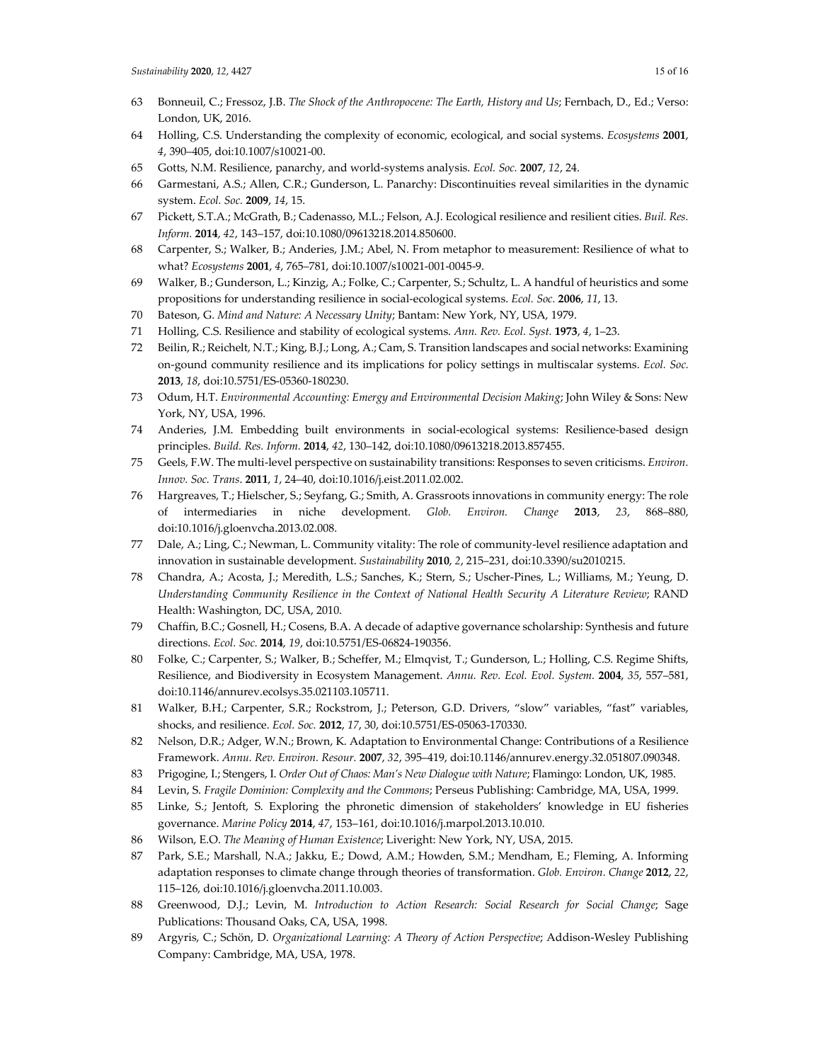63 Bonneuil, C.; Fressoz, J.B. *The Shock of the Anthropocene: The Earth, History and Us*; Fernbach, D., Ed.; Verso: London, UK, 2016.

64 Holling, C.S. Understanding the complexity of economic, ecological, and social systems. *Ecosystems* **2001**, *4*, 390–405, doi:10.1007/s10021-00.

65 Gotts, N.M. Resilience, panarchy, and world-systems analysis. *Ecol. Soc.* **2007**, *12*, 24.

66 Garmestani, A.S.; Allen, C.R.; Gunderson, L. Panarchy: Discontinuities reveal similarities in the dynamic system. *Ecol. Soc.* **2009**, *14*, 15.

67 Pickett, S.T.A.; McGrath, B.; Cadenasso, M.L.; Felson, A.J. Ecological resilience and resilient cities. *Buil. Res. Inform.* **2014**, *42*, 143–157, doi:10.1080/09613218.2014.850600.

68 Carpenter, S.; Walker, B.; Anderies, J.M.; Abel, N. From metaphor to measurement: Resilience of what to what? *Ecosystems* **2001**, *4*, 765–781, doi:10.1007/s10021-001-0045-9.

69 Walker, B.; Gunderson, L.; Kinzig, A.; Folke, C.; Carpenter, S.; Schultz, L. A handful of heuristics and some propositions for understanding resilience in social-ecological systems. *Ecol. Soc.* **2006**, *11*, 13.

70 Bateson, G. *Mind and Nature: A Necessary Unity*; Bantam: New York, NY, USA, 1979.

71 Holling, C.S. Resilience and stability of ecological systems. *Ann. Rev. Ecol. Syst.* **1973**, *4*, 1–23.

72 Beilin, R.; Reichelt, N.T.; King, B.J.; Long, A.; Cam, S. Transition landscapes and social networks: Examining on-gound community resilience and its implications for policy settings in multiscalar systems. *Ecol. Soc.* **2013**, *18*, doi:10.5751/ES-05360-180230.

73 Odum, H.T. *Environmental Accounting: Emergy and Environmental Decision Making*; John Wiley & Sons: New York, NY, USA, 1996.

74 Anderies, J.M. Embedding built environments in social-ecological systems: Resilience-based design principles. *Build. Res. Inform.* **2014**, *42*, 130–142, doi:10.1080/09613218.2013.857455.

75 Geels, F.W. The multi-level perspective on sustainability transitions: Responses to seven criticisms. *Environ. Innov. Soc. Trans.* **2011**, *1*, 24–40, doi:10.1016/j.eist.2011.02.002.

76 Hargreaves, T.; Hielscher, S.; Seyfang, G.; Smith, A. Grassroots innovations in community energy: The role of intermediaries in niche development. *Glob. Environ. Change* **2013**, *23*, 868–880, doi:10.1016/j.gloenvcha.2013.02.008.

77 Dale, A.; Ling, C.; Newman, L. Community vitality: The role of community-level resilience adaptation and innovation in sustainable development. *Sustainability* **2010**, *2*, 215–231, doi:10.3390/su2010215.

78 Chandra, A.; Acosta, J.; Meredith, L.S.; Sanches, K.; Stern, S.; Uscher-Pines, L.; Williams, M.; Yeung, D. *Understanding Community Resilience in the Context of National Health Security A Literature Review*; RAND Health: Washington, DC, USA, 2010.

79 Chaffin, B.C.; Gosnell, H.; Cosens, B.A. A decade of adaptive governance scholarship: Synthesis and future directions. *Ecol. Soc.* **2014**, *19*, doi:10.5751/ES-06824-190356.

80 Folke, C.; Carpenter, S.; Walker, B.; Scheffer, M.; Elmqvist, T.; Gunderson, L.; Holling, C.S. Regime Shifts, Resilience, and Biodiversity in Ecosystem Management. *Annu. Rev. Ecol. Evol. System.* **2004**, *35*, 557–581, doi:10.1146/annurev.ecolsys.35.021103.105711.

81 Walker, B.H.; Carpenter, S.R.; Rockstrom, J.; Peterson, G.D. Drivers, "slow" variables, "fast" variables, shocks, and resilience. *Ecol. Soc.* **2012**, *17*, 30, doi:10.5751/ES-05063-170330.

82 Nelson, D.R.; Adger, W.N.; Brown, K. Adaptation to Environmental Change: Contributions of a Resilience Framework. *Annu. Rev. Environ. Resour.* **2007**, *32*, 395–419, doi:10.1146/annurev.energy.32.051807.090348.

83 Prigogine, I.; Stengers, I. *Order Out of Chaos: Man's New Dialogue with Nature*; Flamingo: London, UK, 1985.

84 Levin, S. *Fragile Dominion: Complexity and the Commons*; Perseus Publishing: Cambridge, MA, USA, 1999.

85 Linke, S.; Jentoft, S. Exploring the phronetic dimension of stakeholders' knowledge in EU fisheries governance. *Marine Policy* **2014**, *47*, 153–161, doi:10.1016/j.marpol.2013.10.010.

86 Wilson, E.O. *The Meaning of Human Existence*; Liveright: New York, NY, USA, 2015.

87 Park, S.E.; Marshall, N.A.; Jakku, E.; Dowd, A.M.; Howden, S.M.; Mendham, E.; Fleming, A. Informing adaptation responses to climate change through theories of transformation. *Glob. Environ. Change* **2012**, *22*, 115–126, doi:10.1016/j.gloenvcha.2011.10.003.

88 Greenwood, D.J.; Levin, M. *Introduction to Action Research: Social Research for Social Change*; Sage Publications: Thousand Oaks, CA, USA, 1998.

89 Argyris, C.; Schön, D. *Organizational Learning: A Theory of Action Perspective*; Addison-Wesley Publishing Company: Cambridge, MA, USA, 1978.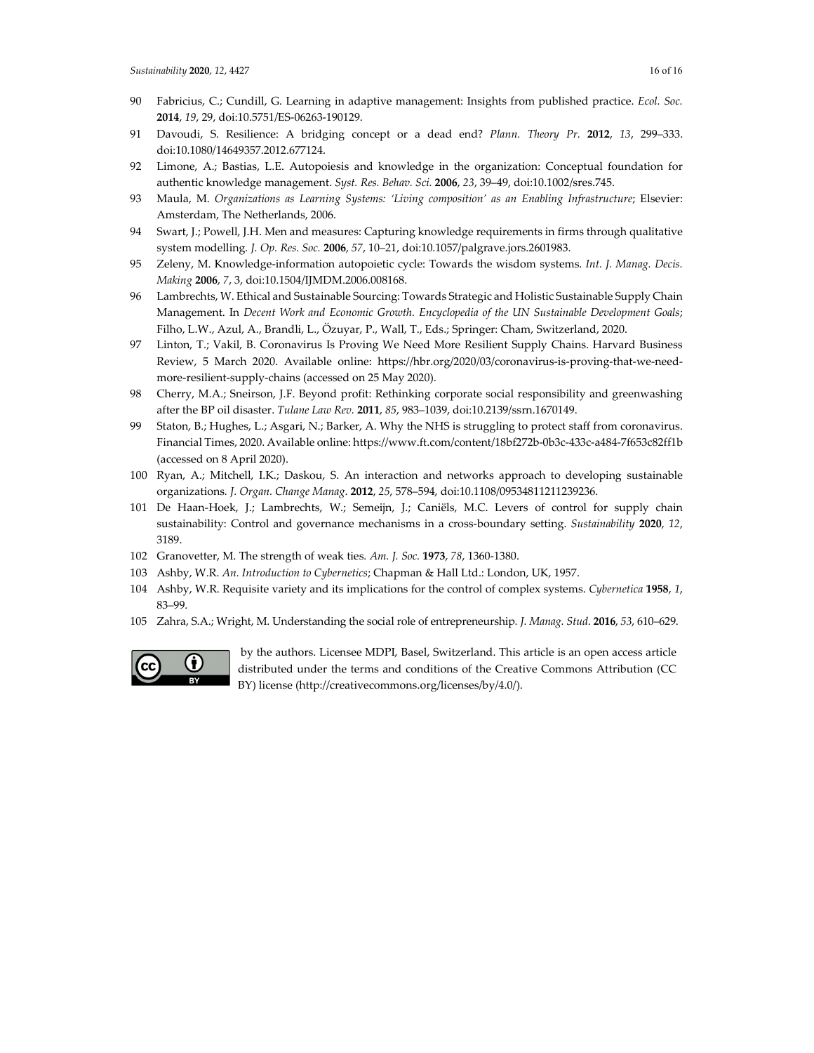90 Fabricius, C.; Cundill, G. Learning in adaptive management: Insights from published practice. *Ecol. Soc.* **2014**, *19*, 29, doi:10.5751/ES-06263-190129.

91 Davoudi, S. Resilience: A bridging concept or a dead end? *Plann. Theory Pr.* **2012**, *13*, 299–333. doi:10.1080/14649357.2012.677124.

92 Limone, A.; Bastias, L.E. Autopoiesis and knowledge in the organization: Conceptual foundation for authentic knowledge management. *Syst. Res. Behav. Sci.* **2006**, *23*, 39–49, doi:10.1002/sres.745.

93 Maula, M. *Organizations as Learning Systems: 'Living composition' as an Enabling Infrastructure*; Elsevier: Amsterdam, The Netherlands, 2006.

94 Swart, J.; Powell, J.H. Men and measures: Capturing knowledge requirements in firms through qualitative system modelling. *J. Op. Res. Soc.* **2006**, *57*, 10–21, doi:10.1057/palgrave.jors.2601983.

95 Zeleny, M. Knowledge-information autopoietic cycle: Towards the wisdom systems. *Int. J. Manag. Decis. Making* **2006**, *7*, 3, doi:10.1504/IJMDM.2006.008168.

96 Lambrechts, W. Ethical and Sustainable Sourcing: Towards Strategic and Holistic Sustainable Supply Chain Management. In *Decent Work and Economic Growth. Encyclopedia of the UN Sustainable Development Goals*; Filho, L.W., Azul, A., Brandli, L., Özuyar, P., Wall, T., Eds.; Springer: Cham, Switzerland, 2020.

97 Linton, T.; Vakil, B. Coronavirus Is Proving We Need More Resilient Supply Chains. Harvard Business Review, 5 March 2020. Available online: https://hbr.org/2020/03/coronavirus-is-proving-that-we-need-more-resilient-supply-chains (accessed on 25 May 2020).

98 Cherry, M.A.; Sneirson, J.F. Beyond profit: Rethinking corporate social responsibility and greenwashing after the BP oil disaster. *Tulane Law Rev.* **2011**, *85*, 983–1039, doi:10.2139/ssrn.1670149.

99 Staton, B.; Hughes, L.; Asgari, N.; Barker, A. Why the NHS is struggling to protect staff from coronavirus. Financial Times, 2020. Available online: https://www.ft.com/content/18bf272b-0b3c-433c-a484-7f653c82ff1b (accessed on 8 April 2020).

100 Ryan, A.; Mitchell, I.K.; Daskou, S. An interaction and networks approach to developing sustainable organizations. *J. Organ. Change Manag.* **2012**, *25*, 578–594, doi:10.1108/09534811211239236.

101 De Haan-Hoek, J.; Lambrechts, W.; Semeijn, J.; Caniëls, M.C. Levers of control for supply chain sustainability: Control and governance mechanisms in a cross-boundary setting. *Sustainability* **2020**, *12*, 3189.

102 Granovetter, M. The strength of weak ties. *Am. J. Soc.* **1973**, *78*, 1360-1380.

103 Ashby, W.R. *An. Introduction to Cybernetics*; Chapman & Hall Ltd.: London, UK, 1957.

104 Ashby, W.R. Requisite variety and its implications for the control of complex systems. *Cybernetica* **1958**, *1*, 83–99.

105 Zahra, S.A.; Wright, M. Understanding the social role of entrepreneurship. *J. Manag. Stud.* **2016**, *53*, 610–629.

by the authors. Licensee MDPI, Basel, Switzerland. This article is an open access article distributed under the terms and conditions of the Creative Commons Attribution (CC BY) license (http://creativecommons.org/licenses/by/4.0/).